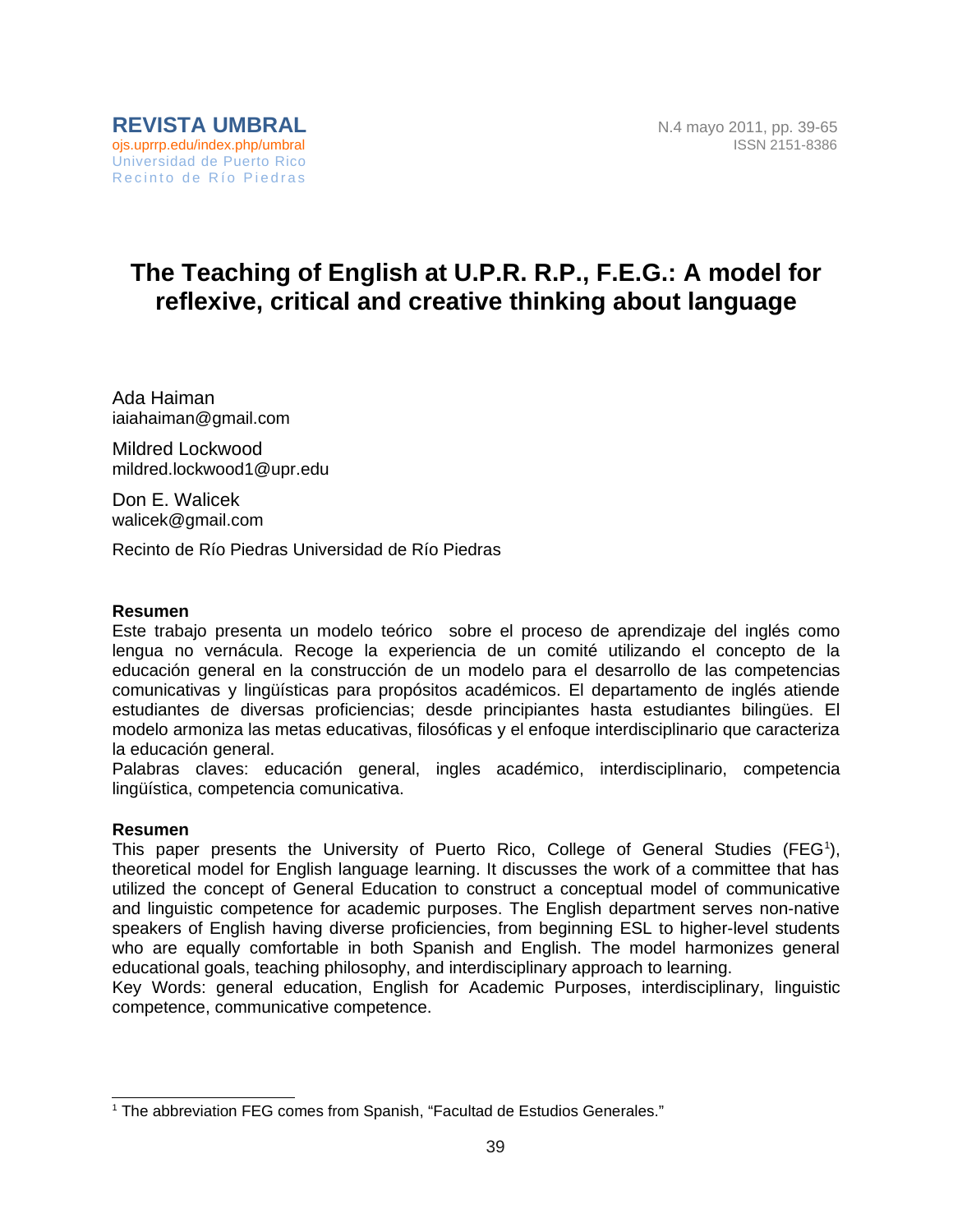REVISTA UMBRAL
ojs.uprrp.edu/index.php/umbral
Universidad de Puerto Rico
Recinto de Río Piedras

# The Teaching of English at U.P.R. R.P., F.E.G.: A model for reflexive, critical and creative thinking about language

Ada Haiman
iaiahaiman@gmail.com

Mildred Lockwood
mildred.lockwood1@upr.edu

Don E. Walicek
walicek@gmail.com

Recinto de Río Piedras Universidad de Río Piedras

**Resumen**

Este trabajo presenta un modelo teórico sobre el proceso de aprendizaje del inglés como lengua no vernácula. Recoge la experiencia de un comité utilizando el concepto de la educación general en la construcción de un modelo para el desarrollo de las competencias comunicativas y lingüísticas para propósitos académicos. El departamento de inglés atiende estudiantes de diversas proficiencias; desde principiantes hasta estudiantes bilingües. El modelo armoniza las metas educativas, filosóficas y el enfoque interdisciplinario que caracteriza la educación general.

Palabras claves: educación general, ingles académico, interdisciplinario, competencia lingüística, competencia comunicativa.

**Resumen**

This paper presents the University of Puerto Rico, College of General Studies (FEG[1]), theoretical model for English language learning. It discusses the work of a committee that has utilized the concept of General Education to construct a conceptual model of communicative and linguistic competence for academic purposes. The English department serves non-native speakers of English having diverse proficiencies, from beginning ESL to higher-level students who are equally comfortable in both Spanish and English. The model harmonizes general educational goals, teaching philosophy, and interdisciplinary approach to learning.

Key Words: general education, English for Academic Purposes, interdisciplinary, linguistic competence, communicative competence.

[1] The abbreviation FEG comes from Spanish, "Facultad de Estudios Generales."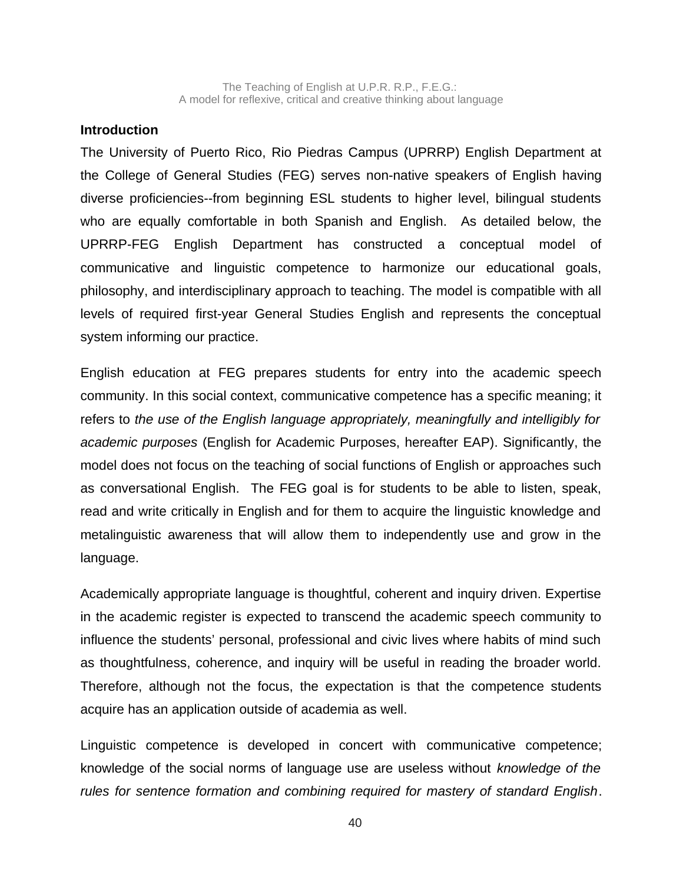## Introduction

The University of Puerto Rico, Rio Piedras Campus (UPRRP) English Department at the College of General Studies (FEG) serves non-native speakers of English having diverse proficiencies--from beginning ESL students to higher level, bilingual students who are equally comfortable in both Spanish and English. As detailed below, the UPRRP-FEG English Department has constructed a conceptual model of communicative and linguistic competence to harmonize our educational goals, philosophy, and interdisciplinary approach to teaching. The model is compatible with all levels of required first-year General Studies English and represents the conceptual system informing our practice.

English education at FEG prepares students for entry into the academic speech community. In this social context, communicative competence has a specific meaning; it refers to *the use of the English language appropriately, meaningfully and intelligibly for academic purposes* (English for Academic Purposes, hereafter EAP). Significantly, the model does not focus on the teaching of social functions of English or approaches such as conversational English. The FEG goal is for students to be able to listen, speak, read and write critically in English and for them to acquire the linguistic knowledge and metalinguistic awareness that will allow them to independently use and grow in the language.

Academically appropriate language is thoughtful, coherent and inquiry driven. Expertise in the academic register is expected to transcend the academic speech community to influence the students' personal, professional and civic lives where habits of mind such as thoughtfulness, coherence, and inquiry will be useful in reading the broader world. Therefore, although not the focus, the expectation is that the competence students acquire has an application outside of academia as well.

Linguistic competence is developed in concert with communicative competence; knowledge of the social norms of language use are useless without *knowledge of the rules for sentence formation and combining required for mastery of standard English*.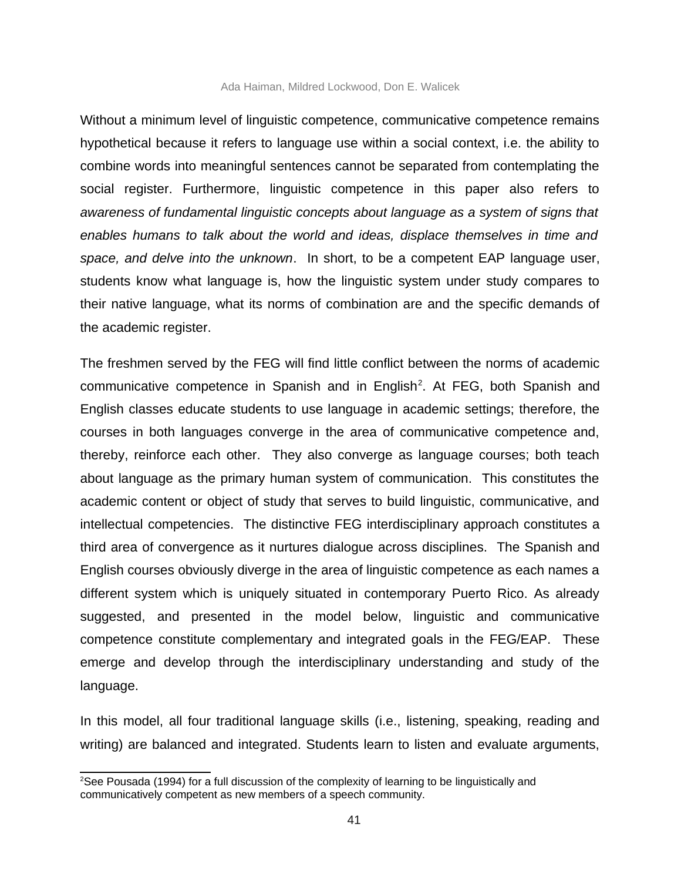Without a minimum level of linguistic competence, communicative competence remains hypothetical because it refers to language use within a social context, i.e. the ability to combine words into meaningful sentences cannot be separated from contemplating the social register. Furthermore, linguistic competence in this paper also refers to *awareness of fundamental linguistic concepts about language as a system of signs that enables humans to talk about the world and ideas, displace themselves in time and space, and delve into the unknown*. In short, to be a competent EAP language user, students know what language is, how the linguistic system under study compares to their native language, what its norms of combination are and the specific demands of the academic register.

The freshmen served by the FEG will find little conflict between the norms of academic communicative competence in Spanish and in English[2]. At FEG, both Spanish and English classes educate students to use language in academic settings; therefore, the courses in both languages converge in the area of communicative competence and, thereby, reinforce each other. They also converge as language courses; both teach about language as the primary human system of communication. This constitutes the academic content or object of study that serves to build linguistic, communicative, and intellectual competencies. The distinctive FEG interdisciplinary approach constitutes a third area of convergence as it nurtures dialogue across disciplines. The Spanish and English courses obviously diverge in the area of linguistic competence as each names a different system which is uniquely situated in contemporary Puerto Rico. As already suggested, and presented in the model below, linguistic and communicative competence constitute complementary and integrated goals in the FEG/EAP. These emerge and develop through the interdisciplinary understanding and study of the language.

In this model, all four traditional language skills (i.e., listening, speaking, reading and writing) are balanced and integrated. Students learn to listen and evaluate arguments,

[2]See Pousada (1994) for a full discussion of the complexity of learning to be linguistically and communicatively competent as new members of a speech community.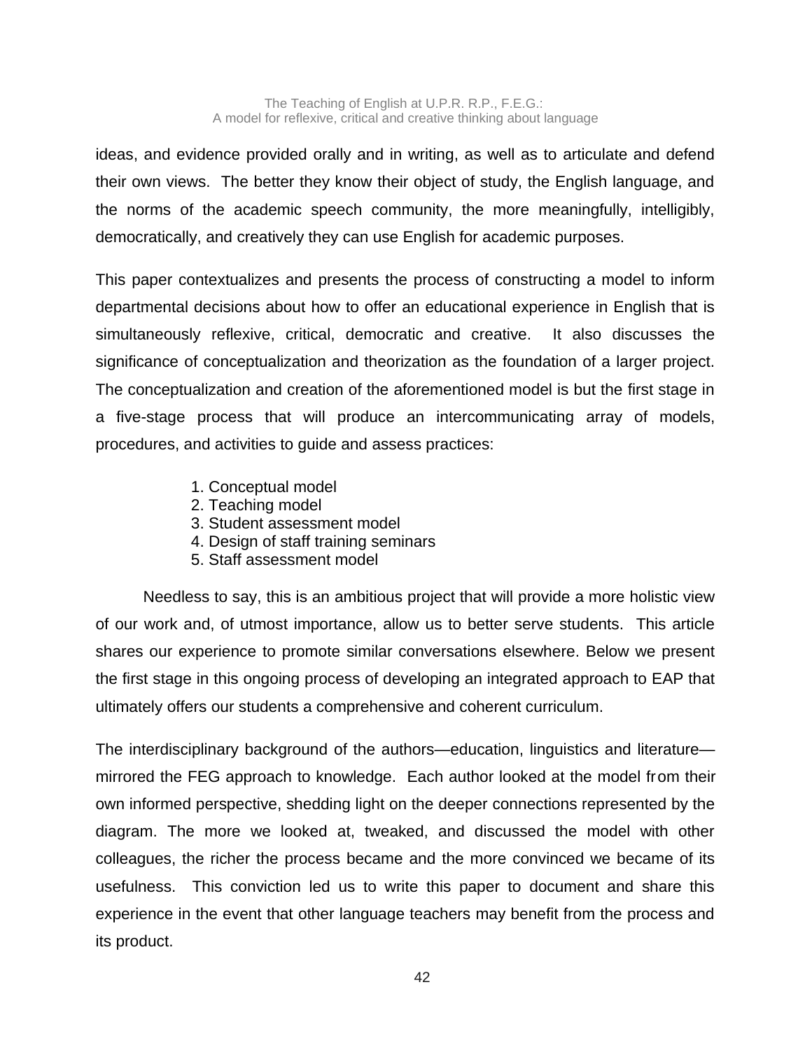ideas, and evidence provided orally and in writing, as well as to articulate and defend their own views. The better they know their object of study, the English language, and the norms of the academic speech community, the more meaningfully, intelligibly, democratically, and creatively they can use English for academic purposes.

This paper contextualizes and presents the process of constructing a model to inform departmental decisions about how to offer an educational experience in English that is simultaneously reflexive, critical, democratic and creative. It also discusses the significance of conceptualization and theorization as the foundation of a larger project. The conceptualization and creation of the aforementioned model is but the first stage in a five-stage process that will produce an intercommunicating array of models, procedures, and activities to guide and assess practices:

1. Conceptual model
2. Teaching model
3. Student assessment model
4. Design of staff training seminars
5. Staff assessment model

Needless to say, this is an ambitious project that will provide a more holistic view of our work and, of utmost importance, allow us to better serve students. This article shares our experience to promote similar conversations elsewhere. Below we present the first stage in this ongoing process of developing an integrated approach to EAP that ultimately offers our students a comprehensive and coherent curriculum.

The interdisciplinary background of the authors—education, linguistics and literature—mirrored the FEG approach to knowledge. Each author looked at the model from their own informed perspective, shedding light on the deeper connections represented by the diagram. The more we looked at, tweaked, and discussed the model with other colleagues, the richer the process became and the more convinced we became of its usefulness. This conviction led us to write this paper to document and share this experience in the event that other language teachers may benefit from the process and its product.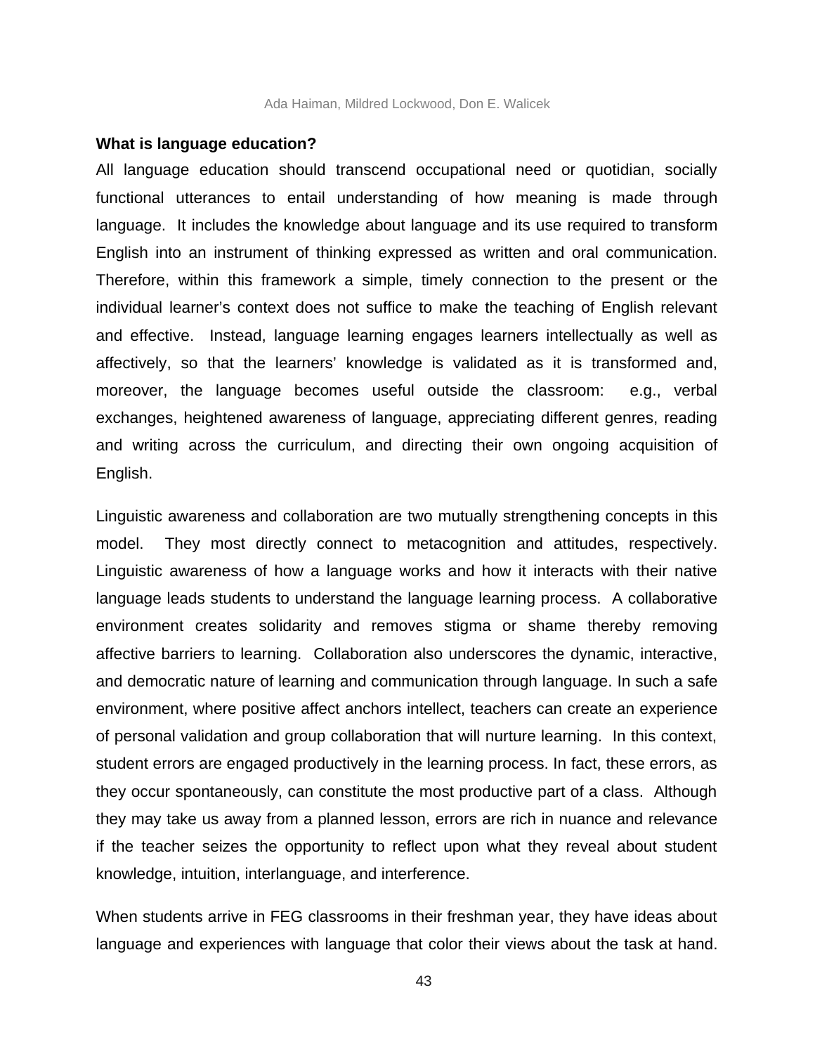**What is language education?**

All language education should transcend occupational need or quotidian, socially functional utterances to entail understanding of how meaning is made through language. It includes the knowledge about language and its use required to transform English into an instrument of thinking expressed as written and oral communication. Therefore, within this framework a simple, timely connection to the present or the individual learner's context does not suffice to make the teaching of English relevant and effective. Instead, language learning engages learners intellectually as well as affectively, so that the learners' knowledge is validated as it is transformed and, moreover, the language becomes useful outside the classroom: e.g., verbal exchanges, heightened awareness of language, appreciating different genres, reading and writing across the curriculum, and directing their own ongoing acquisition of English.

Linguistic awareness and collaboration are two mutually strengthening concepts in this model. They most directly connect to metacognition and attitudes, respectively. Linguistic awareness of how a language works and how it interacts with their native language leads students to understand the language learning process. A collaborative environment creates solidarity and removes stigma or shame thereby removing affective barriers to learning. Collaboration also underscores the dynamic, interactive, and democratic nature of learning and communication through language. In such a safe environment, where positive affect anchors intellect, teachers can create an experience of personal validation and group collaboration that will nurture learning. In this context, student errors are engaged productively in the learning process. In fact, these errors, as they occur spontaneously, can constitute the most productive part of a class. Although they may take us away from a planned lesson, errors are rich in nuance and relevance if the teacher seizes the opportunity to reflect upon what they reveal about student knowledge, intuition, interlanguage, and interference.

When students arrive in FEG classrooms in their freshman year, they have ideas about language and experiences with language that color their views about the task at hand.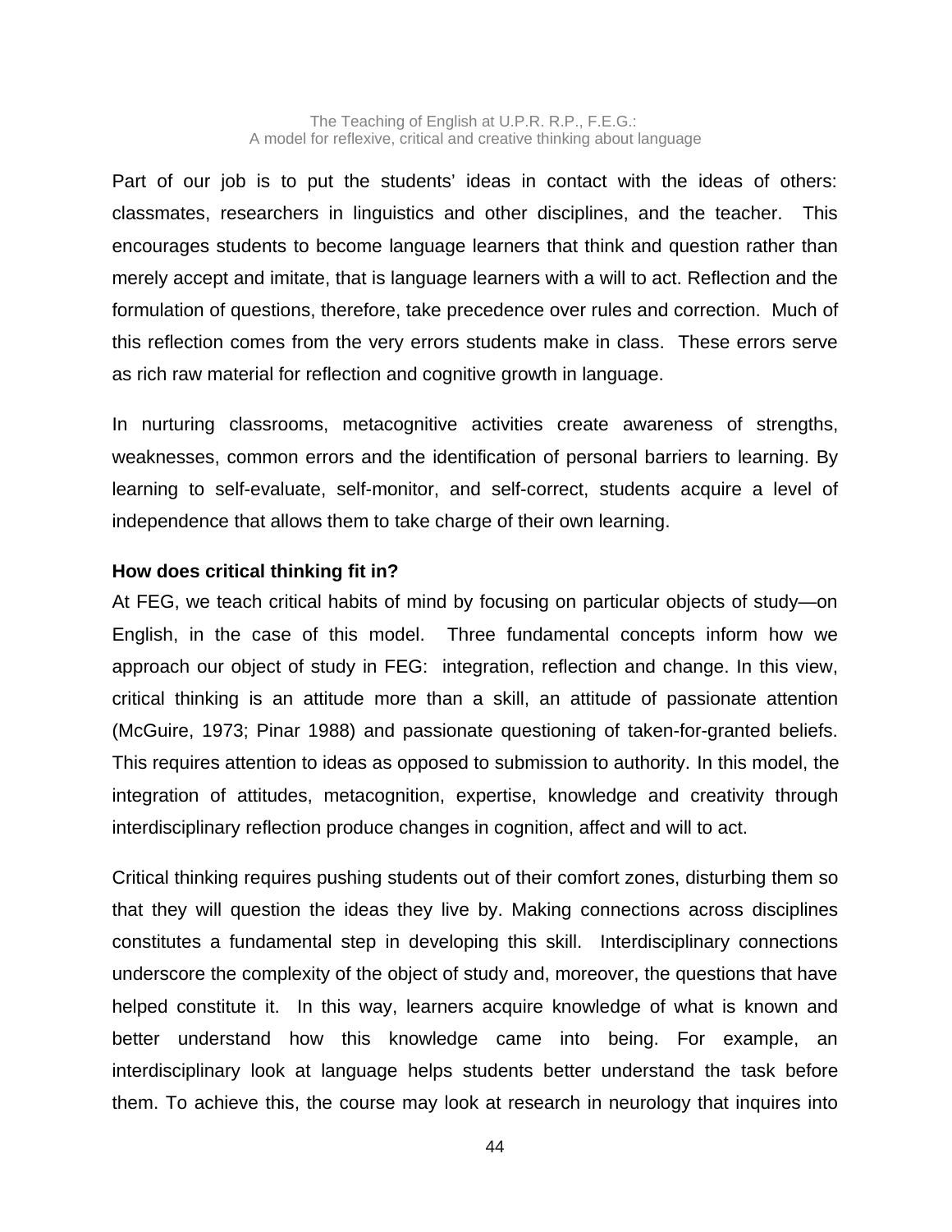Part of our job is to put the students' ideas in contact with the ideas of others: classmates, researchers in linguistics and other disciplines, and the teacher. This encourages students to become language learners that think and question rather than merely accept and imitate, that is language learners with a will to act. Reflection and the formulation of questions, therefore, take precedence over rules and correction. Much of this reflection comes from the very errors students make in class. These errors serve as rich raw material for reflection and cognitive growth in language.

In nurturing classrooms, metacognitive activities create awareness of strengths, weaknesses, common errors and the identification of personal barriers to learning. By learning to self-evaluate, self-monitor, and self-correct, students acquire a level of independence that allows them to take charge of their own learning.

**How does critical thinking fit in?**

At FEG, we teach critical habits of mind by focusing on particular objects of study—on English, in the case of this model. Three fundamental concepts inform how we approach our object of study in FEG: integration, reflection and change. In this view, critical thinking is an attitude more than a skill, an attitude of passionate attention (McGuire, 1973; Pinar 1988) and passionate questioning of taken-for-granted beliefs. This requires attention to ideas as opposed to submission to authority. In this model, the integration of attitudes, metacognition, expertise, knowledge and creativity through interdisciplinary reflection produce changes in cognition, affect and will to act.

Critical thinking requires pushing students out of their comfort zones, disturbing them so that they will question the ideas they live by. Making connections across disciplines constitutes a fundamental step in developing this skill. Interdisciplinary connections underscore the complexity of the object of study and, moreover, the questions that have helped constitute it. In this way, learners acquire knowledge of what is known and better understand how this knowledge came into being. For example, an interdisciplinary look at language helps students better understand the task before them. To achieve this, the course may look at research in neurology that inquires into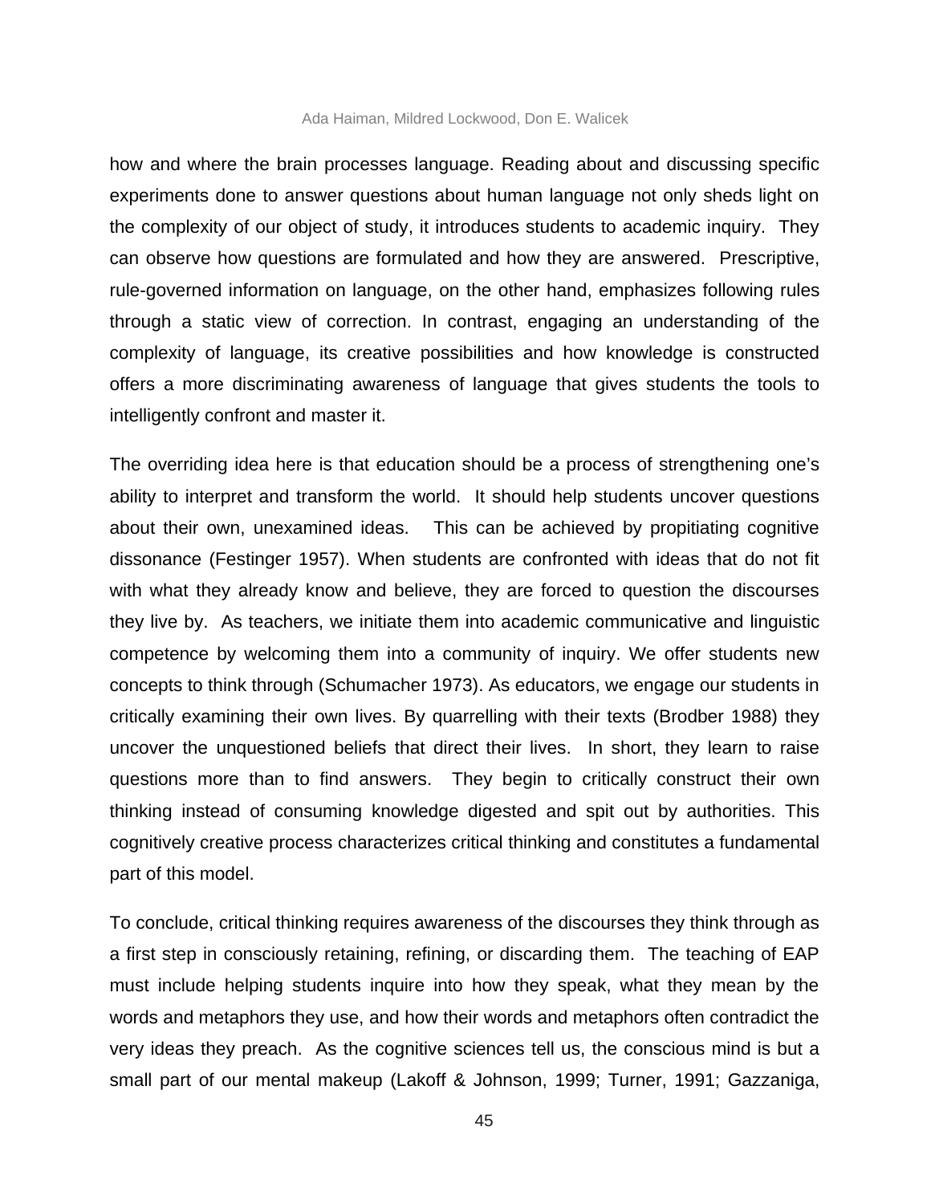how and where the brain processes language. Reading about and discussing specific experiments done to answer questions about human language not only sheds light on the complexity of our object of study, it introduces students to academic inquiry. They can observe how questions are formulated and how they are answered. Prescriptive, rule-governed information on language, on the other hand, emphasizes following rules through a static view of correction. In contrast, engaging an understanding of the complexity of language, its creative possibilities and how knowledge is constructed offers a more discriminating awareness of language that gives students the tools to intelligently confront and master it.

The overriding idea here is that education should be a process of strengthening one's ability to interpret and transform the world. It should help students uncover questions about their own, unexamined ideas. This can be achieved by propitiating cognitive dissonance (Festinger 1957). When students are confronted with ideas that do not fit with what they already know and believe, they are forced to question the discourses they live by. As teachers, we initiate them into academic communicative and linguistic competence by welcoming them into a community of inquiry. We offer students new concepts to think through (Schumacher 1973). As educators, we engage our students in critically examining their own lives. By quarrelling with their texts (Brodber 1988) they uncover the unquestioned beliefs that direct their lives. In short, they learn to raise questions more than to find answers. They begin to critically construct their own thinking instead of consuming knowledge digested and spit out by authorities. This cognitively creative process characterizes critical thinking and constitutes a fundamental part of this model.

To conclude, critical thinking requires awareness of the discourses they think through as a first step in consciously retaining, refining, or discarding them. The teaching of EAP must include helping students inquire into how they speak, what they mean by the words and metaphors they use, and how their words and metaphors often contradict the very ideas they preach. As the cognitive sciences tell us, the conscious mind is but a small part of our mental makeup (Lakoff & Johnson, 1999; Turner, 1991; Gazzaniga,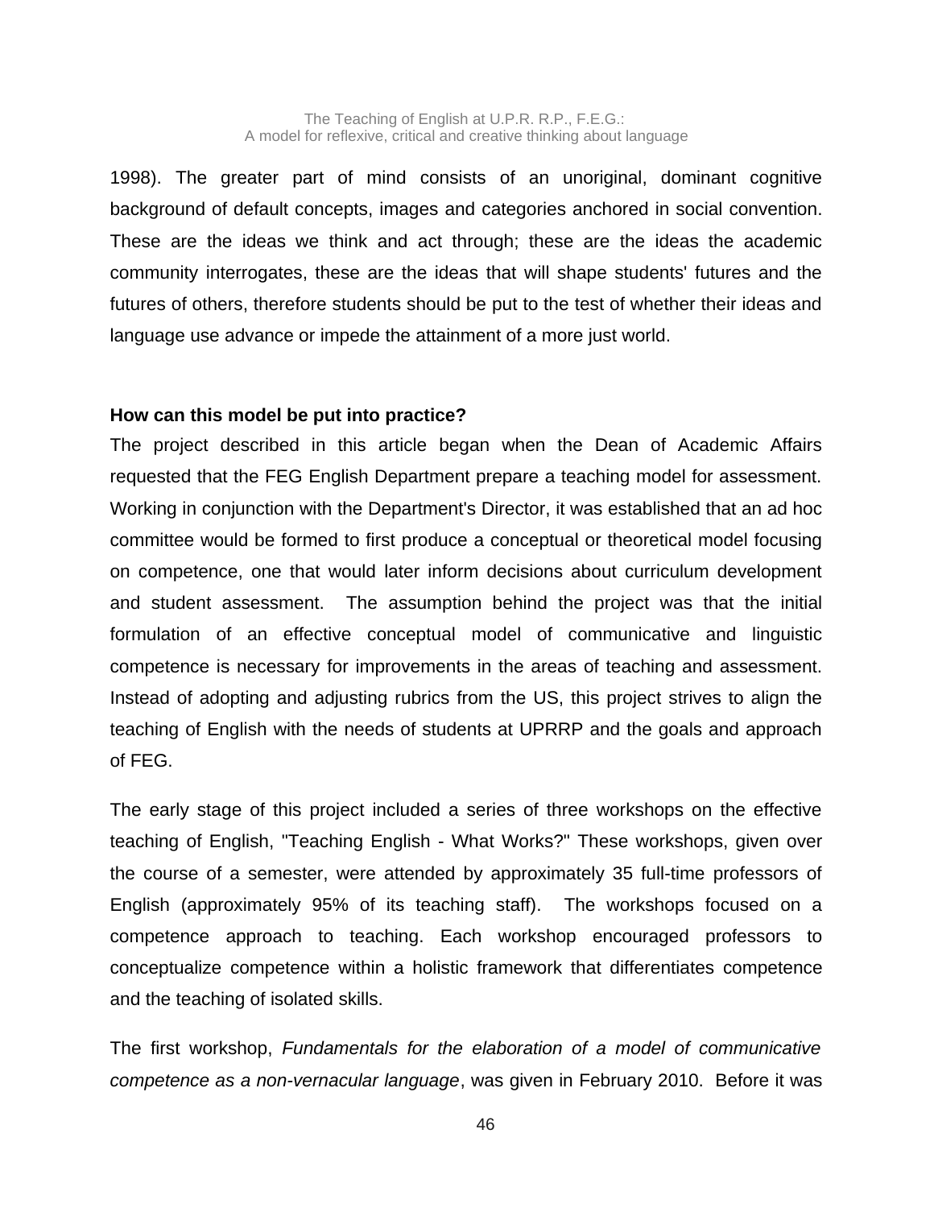1998). The greater part of mind consists of an unoriginal, dominant cognitive background of default concepts, images and categories anchored in social convention. These are the ideas we think and act through; these are the ideas the academic community interrogates, these are the ideas that will shape students' futures and the futures of others, therefore students should be put to the test of whether their ideas and language use advance or impede the attainment of a more just world.

**How can this model be put into practice?**

The project described in this article began when the Dean of Academic Affairs requested that the FEG English Department prepare a teaching model for assessment. Working in conjunction with the Department's Director, it was established that an ad hoc committee would be formed to first produce a conceptual or theoretical model focusing on competence, one that would later inform decisions about curriculum development and student assessment. The assumption behind the project was that the initial formulation of an effective conceptual model of communicative and linguistic competence is necessary for improvements in the areas of teaching and assessment. Instead of adopting and adjusting rubrics from the US, this project strives to align the teaching of English with the needs of students at UPRRP and the goals and approach of FEG.

The early stage of this project included a series of three workshops on the effective teaching of English, "Teaching English - What Works?" These workshops, given over the course of a semester, were attended by approximately 35 full-time professors of English (approximately 95% of its teaching staff). The workshops focused on a competence approach to teaching. Each workshop encouraged professors to conceptualize competence within a holistic framework that differentiates competence and the teaching of isolated skills.

The first workshop, *Fundamentals for the elaboration of a model of communicative competence as a non-vernacular language*, was given in February 2010. Before it was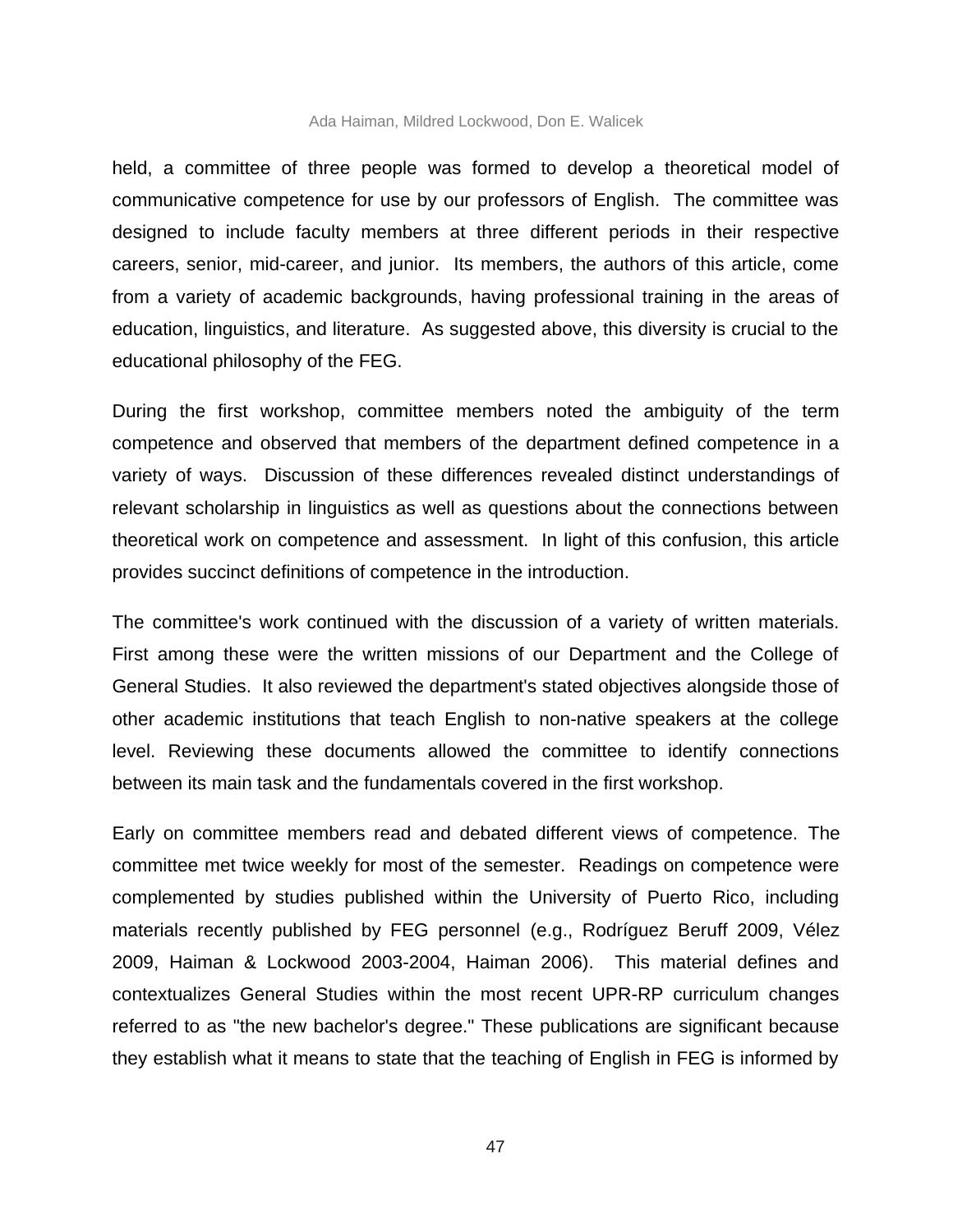held, a committee of three people was formed to develop a theoretical model of communicative competence for use by our professors of English. The committee was designed to include faculty members at three different periods in their respective careers, senior, mid-career, and junior. Its members, the authors of this article, come from a variety of academic backgrounds, having professional training in the areas of education, linguistics, and literature. As suggested above, this diversity is crucial to the educational philosophy of the FEG.

During the first workshop, committee members noted the ambiguity of the term competence and observed that members of the department defined competence in a variety of ways. Discussion of these differences revealed distinct understandings of relevant scholarship in linguistics as well as questions about the connections between theoretical work on competence and assessment. In light of this confusion, this article provides succinct definitions of competence in the introduction.

The committee's work continued with the discussion of a variety of written materials. First among these were the written missions of our Department and the College of General Studies. It also reviewed the department's stated objectives alongside those of other academic institutions that teach English to non-native speakers at the college level. Reviewing these documents allowed the committee to identify connections between its main task and the fundamentals covered in the first workshop.

Early on committee members read and debated different views of competence. The committee met twice weekly for most of the semester. Readings on competence were complemented by studies published within the University of Puerto Rico, including materials recently published by FEG personnel (e.g., Rodríguez Beruff 2009, Vélez 2009, Haiman & Lockwood 2003-2004, Haiman 2006). This material defines and contextualizes General Studies within the most recent UPR-RP curriculum changes referred to as "the new bachelor's degree." These publications are significant because they establish what it means to state that the teaching of English in FEG is informed by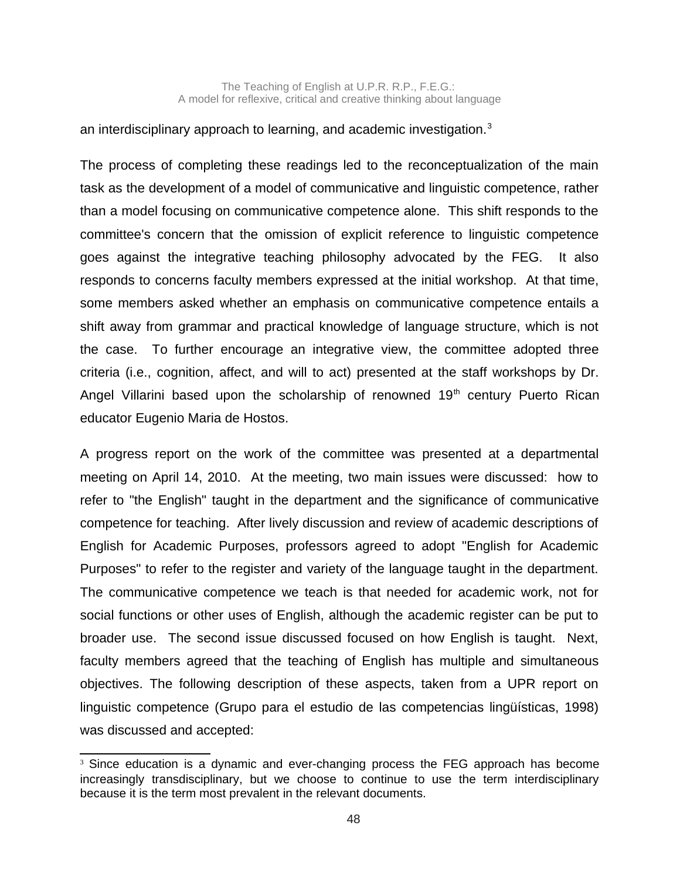an interdisciplinary approach to learning, and academic investigation.[3]

The process of completing these readings led to the reconceptualization of the main task as the development of a model of communicative and linguistic competence, rather than a model focusing on communicative competence alone. This shift responds to the committee's concern that the omission of explicit reference to linguistic competence goes against the integrative teaching philosophy advocated by the FEG. It also responds to concerns faculty members expressed at the initial workshop. At that time, some members asked whether an emphasis on communicative competence entails a shift away from grammar and practical knowledge of language structure, which is not the case. To further encourage an integrative view, the committee adopted three criteria (i.e., cognition, affect, and will to act) presented at the staff workshops by Dr. Angel Villarini based upon the scholarship of renowned 19th century Puerto Rican educator Eugenio Maria de Hostos.

A progress report on the work of the committee was presented at a departmental meeting on April 14, 2010. At the meeting, two main issues were discussed: how to refer to "the English" taught in the department and the significance of communicative competence for teaching. After lively discussion and review of academic descriptions of English for Academic Purposes, professors agreed to adopt "English for Academic Purposes" to refer to the register and variety of the language taught in the department. The communicative competence we teach is that needed for academic work, not for social functions or other uses of English, although the academic register can be put to broader use. The second issue discussed focused on how English is taught. Next, faculty members agreed that the teaching of English has multiple and simultaneous objectives. The following description of these aspects, taken from a UPR report on linguistic competence (Grupo para el estudio de las competencias lingüísticas, 1998) was discussed and accepted:

---

[3] Since education is a dynamic and ever-changing process the FEG approach has become increasingly transdisciplinary, but we choose to continue to use the term interdisciplinary because it is the term most prevalent in the relevant documents.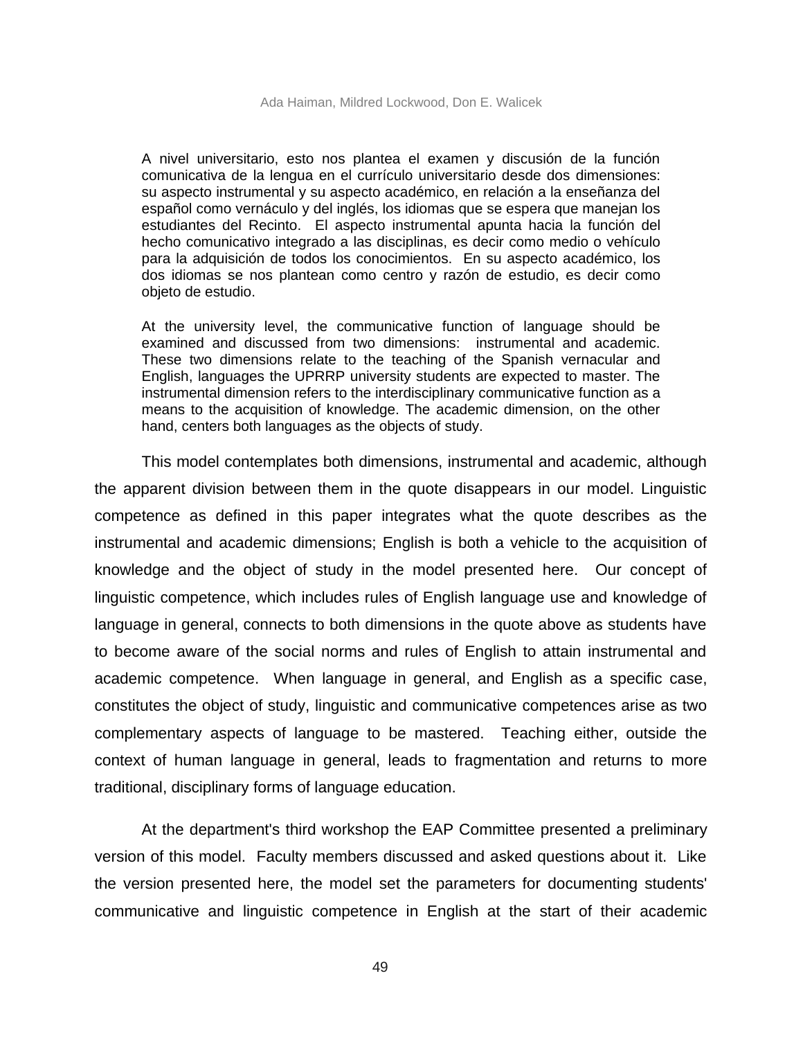> A nivel universitario, esto nos plantea el examen y discusión de la función comunicativa de la lengua en el currículo universitario desde dos dimensiones: su aspecto instrumental y su aspecto académico, en relación a la enseñanza del español como vernáculo y del inglés, los idiomas que se espera que manejan los estudiantes del Recinto. El aspecto instrumental apunta hacia la función del hecho comunicativo integrado a las disciplinas, es decir como medio o vehículo para la adquisición de todos los conocimientos. En su aspecto académico, los dos idiomas se nos plantean como centro y razón de estudio, es decir como objeto de estudio.
>
> At the university level, the communicative function of language should be examined and discussed from two dimensions: instrumental and academic. These two dimensions relate to the teaching of the Spanish vernacular and English, languages the UPRRP university students are expected to master. The instrumental dimension refers to the interdisciplinary communicative function as a means to the acquisition of knowledge. The academic dimension, on the other hand, centers both languages as the objects of study.

This model contemplates both dimensions, instrumental and academic, although the apparent division between them in the quote disappears in our model. Linguistic competence as defined in this paper integrates what the quote describes as the instrumental and academic dimensions; English is both a vehicle to the acquisition of knowledge and the object of study in the model presented here. Our concept of linguistic competence, which includes rules of English language use and knowledge of language in general, connects to both dimensions in the quote above as students have to become aware of the social norms and rules of English to attain instrumental and academic competence. When language in general, and English as a specific case, constitutes the object of study, linguistic and communicative competences arise as two complementary aspects of language to be mastered. Teaching either, outside the context of human language in general, leads to fragmentation and returns to more traditional, disciplinary forms of language education.

At the department's third workshop the EAP Committee presented a preliminary version of this model. Faculty members discussed and asked questions about it. Like the version presented here, the model set the parameters for documenting students' communicative and linguistic competence in English at the start of their academic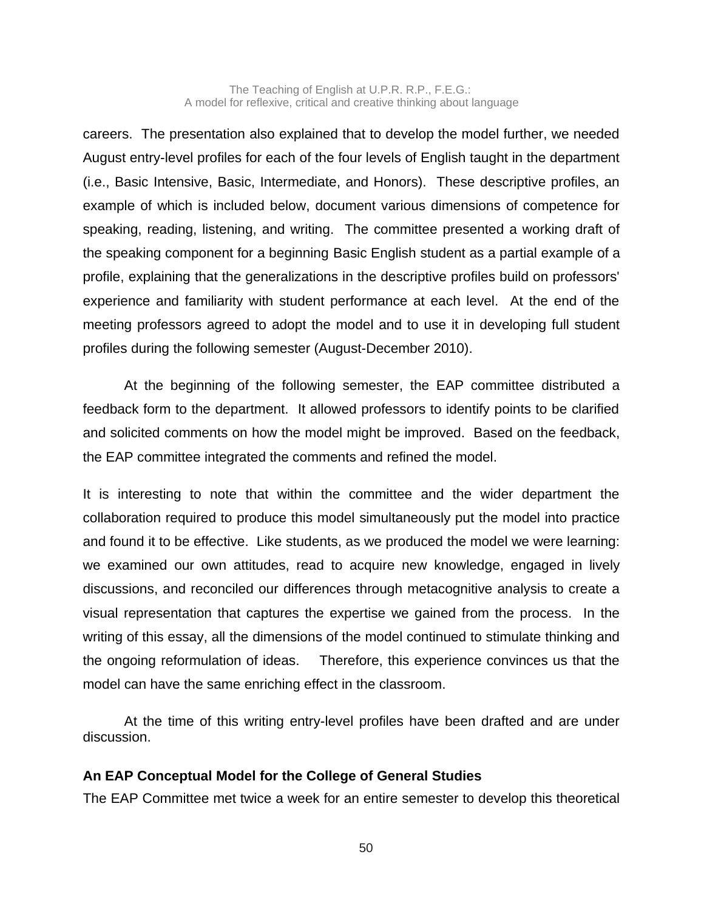careers. The presentation also explained that to develop the model further, we needed August entry-level profiles for each of the four levels of English taught in the department (i.e., Basic Intensive, Basic, Intermediate, and Honors). These descriptive profiles, an example of which is included below, document various dimensions of competence for speaking, reading, listening, and writing. The committee presented a working draft of the speaking component for a beginning Basic English student as a partial example of a profile, explaining that the generalizations in the descriptive profiles build on professors' experience and familiarity with student performance at each level. At the end of the meeting professors agreed to adopt the model and to use it in developing full student profiles during the following semester (August-December 2010).

At the beginning of the following semester, the EAP committee distributed a feedback form to the department. It allowed professors to identify points to be clarified and solicited comments on how the model might be improved. Based on the feedback, the EAP committee integrated the comments and refined the model.

It is interesting to note that within the committee and the wider department the collaboration required to produce this model simultaneously put the model into practice and found it to be effective. Like students, as we produced the model we were learning: we examined our own attitudes, read to acquire new knowledge, engaged in lively discussions, and reconciled our differences through metacognitive analysis to create a visual representation that captures the expertise we gained from the process. In the writing of this essay, all the dimensions of the model continued to stimulate thinking and the ongoing reformulation of ideas. Therefore, this experience convinces us that the model can have the same enriching effect in the classroom.

At the time of this writing entry-level profiles have been drafted and are under discussion.

### An EAP Conceptual Model for the College of General Studies

The EAP Committee met twice a week for an entire semester to develop this theoretical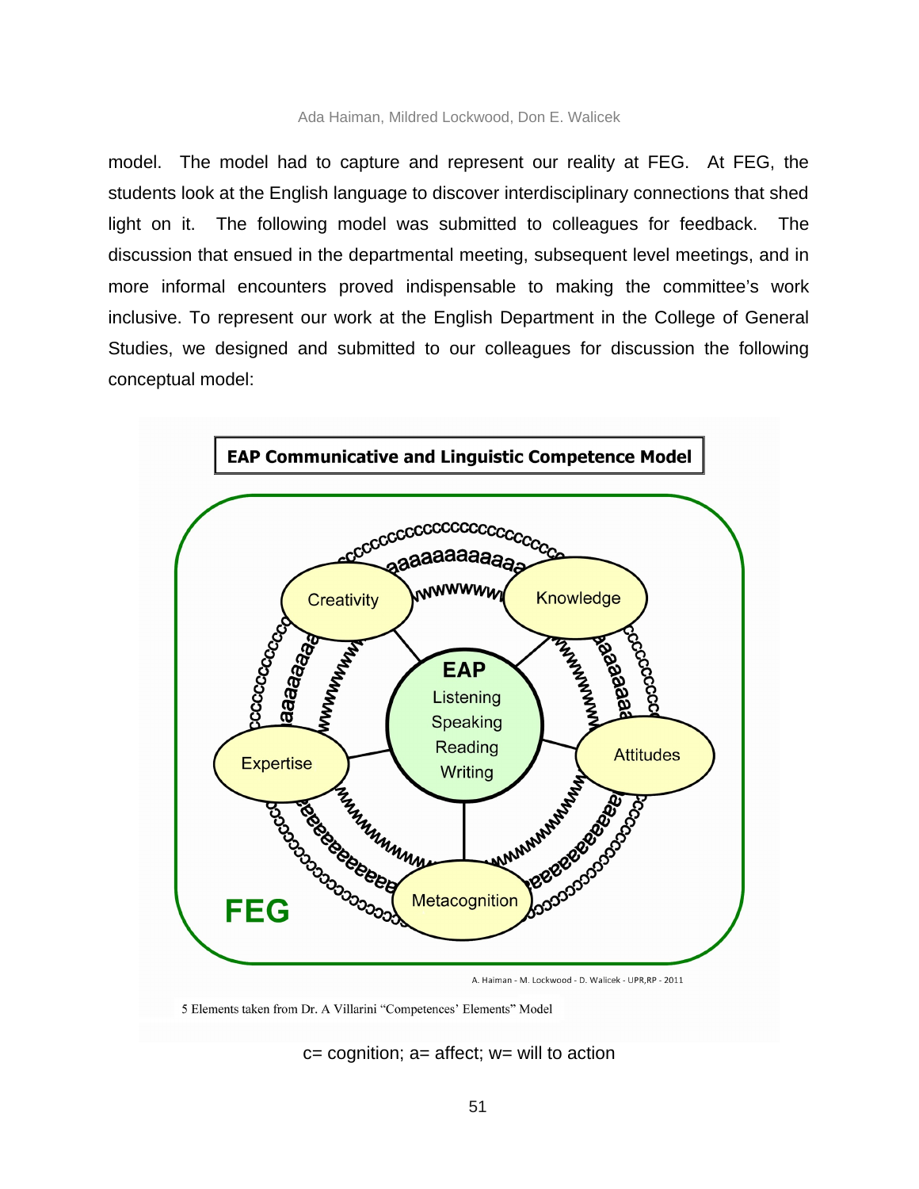model. The model had to capture and represent our reality at FEG. At FEG, the students look at the English language to discover interdisciplinary connections that shed light on it. The following model was submitted to colleagues for feedback. The discussion that ensued in the departmental meeting, subsequent level meetings, and in more informal encounters proved indispensable to making the committee's work inclusive. To represent our work at the English Department in the College of General Studies, we designed and submitted to our colleagues for discussion the following conceptual model:

**EAP Communicative and Linguistic Competence Model**

EAP
Listening
Speaking
Reading
Writing

Creativity · Knowledge · Attitudes · Metacognition · Expertise

FEG

A. Haiman - M. Lockwood - D. Walicek - UPR,RP - 2011

5 Elements taken from Dr. A Villarini "Competences' Elements" Model

c= cognition; a= affect; w= will to action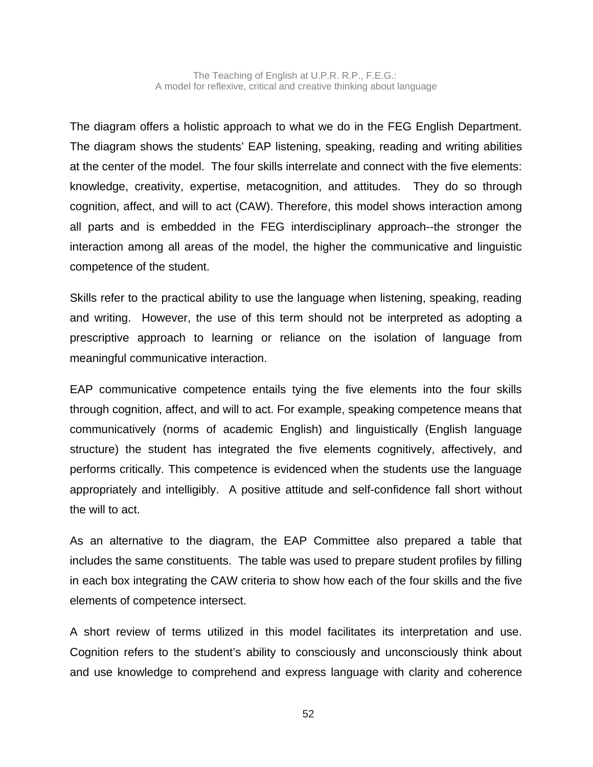The diagram offers a holistic approach to what we do in the FEG English Department. The diagram shows the students' EAP listening, speaking, reading and writing abilities at the center of the model. The four skills interrelate and connect with the five elements: knowledge, creativity, expertise, metacognition, and attitudes. They do so through cognition, affect, and will to act (CAW). Therefore, this model shows interaction among all parts and is embedded in the FEG interdisciplinary approach--the stronger the interaction among all areas of the model, the higher the communicative and linguistic competence of the student.

Skills refer to the practical ability to use the language when listening, speaking, reading and writing. However, the use of this term should not be interpreted as adopting a prescriptive approach to learning or reliance on the isolation of language from meaningful communicative interaction.

EAP communicative competence entails tying the five elements into the four skills through cognition, affect, and will to act. For example, speaking competence means that communicatively (norms of academic English) and linguistically (English language structure) the student has integrated the five elements cognitively, affectively, and performs critically. This competence is evidenced when the students use the language appropriately and intelligibly. A positive attitude and self-confidence fall short without the will to act.

As an alternative to the diagram, the EAP Committee also prepared a table that includes the same constituents. The table was used to prepare student profiles by filling in each box integrating the CAW criteria to show how each of the four skills and the five elements of competence intersect.

A short review of terms utilized in this model facilitates its interpretation and use. Cognition refers to the student's ability to consciously and unconsciously think about and use knowledge to comprehend and express language with clarity and coherence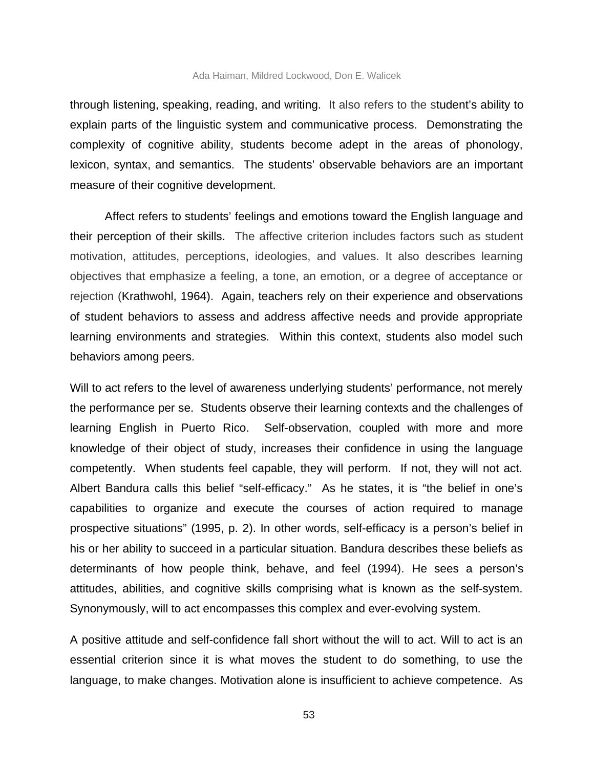through listening, speaking, reading, and writing. It also refers to the student's ability to explain parts of the linguistic system and communicative process. Demonstrating the complexity of cognitive ability, students become adept in the areas of phonology, lexicon, syntax, and semantics. The students' observable behaviors are an important measure of their cognitive development.

Affect refers to students' feelings and emotions toward the English language and their perception of their skills. The affective criterion includes factors such as student motivation, attitudes, perceptions, ideologies, and values. It also describes learning objectives that emphasize a feeling, a tone, an emotion, or a degree of acceptance or rejection (Krathwohl, 1964). Again, teachers rely on their experience and observations of student behaviors to assess and address affective needs and provide appropriate learning environments and strategies. Within this context, students also model such behaviors among peers.

Will to act refers to the level of awareness underlying students' performance, not merely the performance per se. Students observe their learning contexts and the challenges of learning English in Puerto Rico. Self-observation, coupled with more and more knowledge of their object of study, increases their confidence in using the language competently. When students feel capable, they will perform. If not, they will not act. Albert Bandura calls this belief "self-efficacy." As he states, it is "the belief in one's capabilities to organize and execute the courses of action required to manage prospective situations" (1995, p. 2). In other words, self-efficacy is a person's belief in his or her ability to succeed in a particular situation. Bandura describes these beliefs as determinants of how people think, behave, and feel (1994). He sees a person's attitudes, abilities, and cognitive skills comprising what is known as the self-system. Synonymously, will to act encompasses this complex and ever-evolving system.

A positive attitude and self-confidence fall short without the will to act. Will to act is an essential criterion since it is what moves the student to do something, to use the language, to make changes. Motivation alone is insufficient to achieve competence. As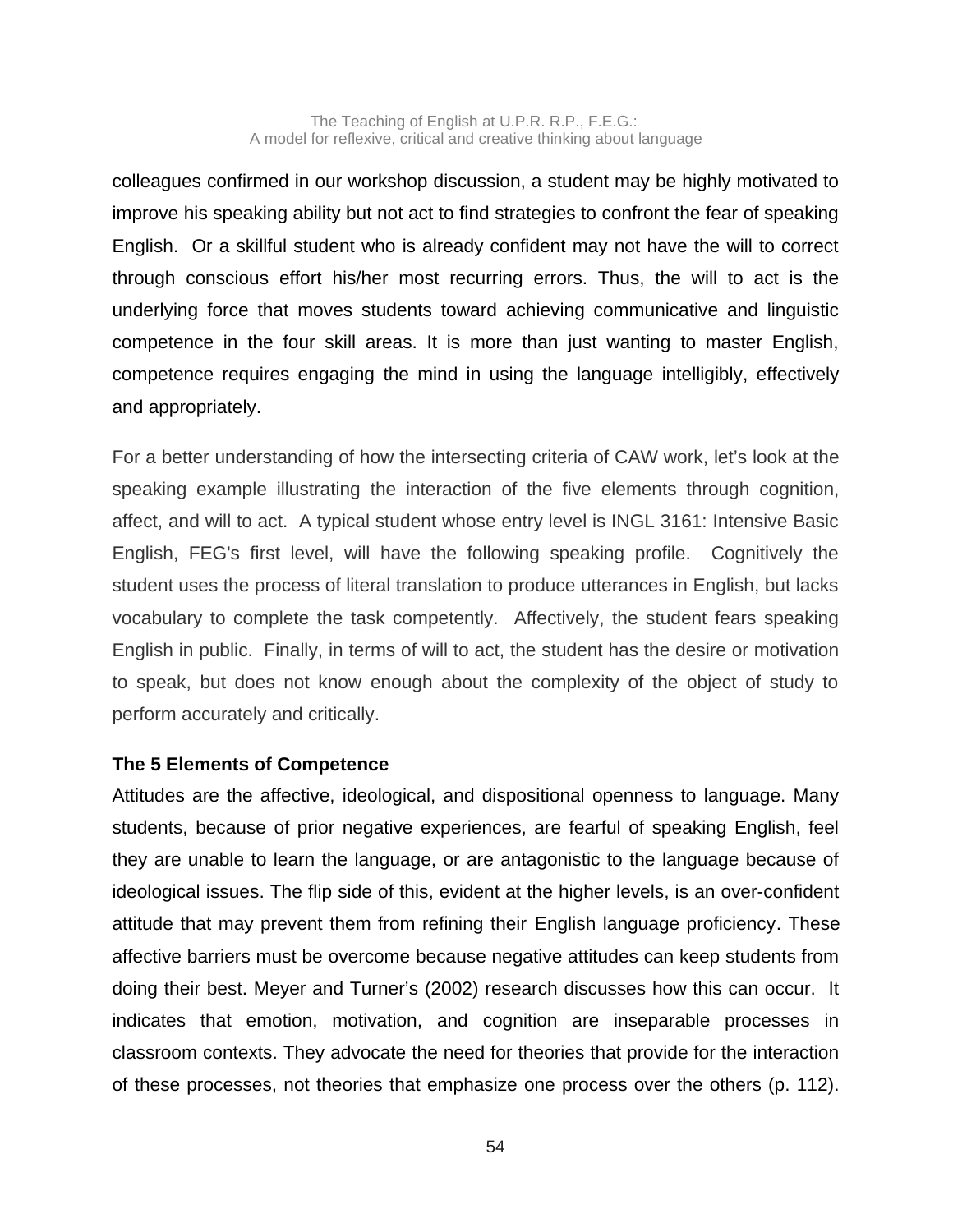colleagues confirmed in our workshop discussion, a student may be highly motivated to improve his speaking ability but not act to find strategies to confront the fear of speaking English. Or a skillful student who is already confident may not have the will to correct through conscious effort his/her most recurring errors. Thus, the will to act is the underlying force that moves students toward achieving communicative and linguistic competence in the four skill areas. It is more than just wanting to master English, competence requires engaging the mind in using the language intelligibly, effectively and appropriately.

For a better understanding of how the intersecting criteria of CAW work, let's look at the speaking example illustrating the interaction of the five elements through cognition, affect, and will to act. A typical student whose entry level is INGL 3161: Intensive Basic English, FEG's first level, will have the following speaking profile. Cognitively the student uses the process of literal translation to produce utterances in English, but lacks vocabulary to complete the task competently. Affectively, the student fears speaking English in public. Finally, in terms of will to act, the student has the desire or motivation to speak, but does not know enough about the complexity of the object of study to perform accurately and critically.

**The 5 Elements of Competence**

Attitudes are the affective, ideological, and dispositional openness to language. Many students, because of prior negative experiences, are fearful of speaking English, feel they are unable to learn the language, or are antagonistic to the language because of ideological issues. The flip side of this, evident at the higher levels, is an over-confident attitude that may prevent them from refining their English language proficiency. These affective barriers must be overcome because negative attitudes can keep students from doing their best. Meyer and Turner's (2002) research discusses how this can occur. It indicates that emotion, motivation, and cognition are inseparable processes in classroom contexts. They advocate the need for theories that provide for the interaction of these processes, not theories that emphasize one process over the others (p. 112).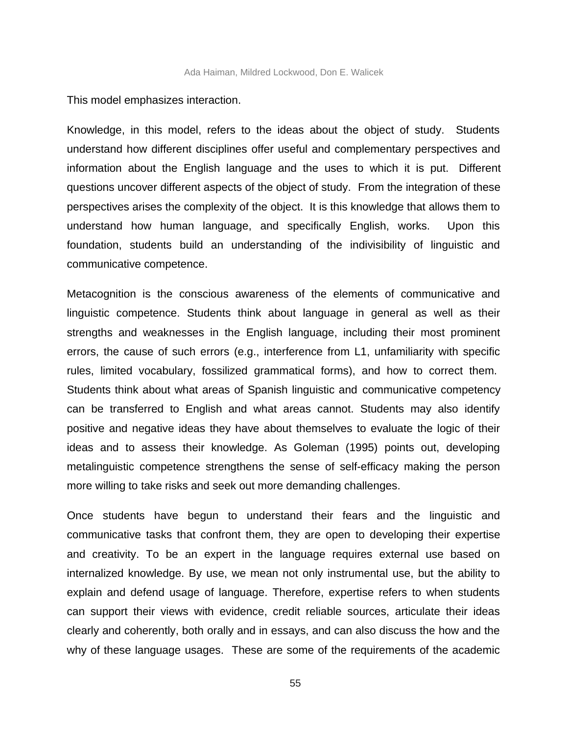This model emphasizes interaction.

Knowledge, in this model, refers to the ideas about the object of study. Students understand how different disciplines offer useful and complementary perspectives and information about the English language and the uses to which it is put. Different questions uncover different aspects of the object of study. From the integration of these perspectives arises the complexity of the object. It is this knowledge that allows them to understand how human language, and specifically English, works. Upon this foundation, students build an understanding of the indivisibility of linguistic and communicative competence.

Metacognition is the conscious awareness of the elements of communicative and linguistic competence. Students think about language in general as well as their strengths and weaknesses in the English language, including their most prominent errors, the cause of such errors (e.g., interference from L1, unfamiliarity with specific rules, limited vocabulary, fossilized grammatical forms), and how to correct them. Students think about what areas of Spanish linguistic and communicative competency can be transferred to English and what areas cannot. Students may also identify positive and negative ideas they have about themselves to evaluate the logic of their ideas and to assess their knowledge. As Goleman (1995) points out, developing metalinguistic competence strengthens the sense of self-efficacy making the person more willing to take risks and seek out more demanding challenges.

Once students have begun to understand their fears and the linguistic and communicative tasks that confront them, they are open to developing their expertise and creativity. To be an expert in the language requires external use based on internalized knowledge. By use, we mean not only instrumental use, but the ability to explain and defend usage of language. Therefore, expertise refers to when students can support their views with evidence, credit reliable sources, articulate their ideas clearly and coherently, both orally and in essays, and can also discuss the how and the why of these language usages. These are some of the requirements of the academic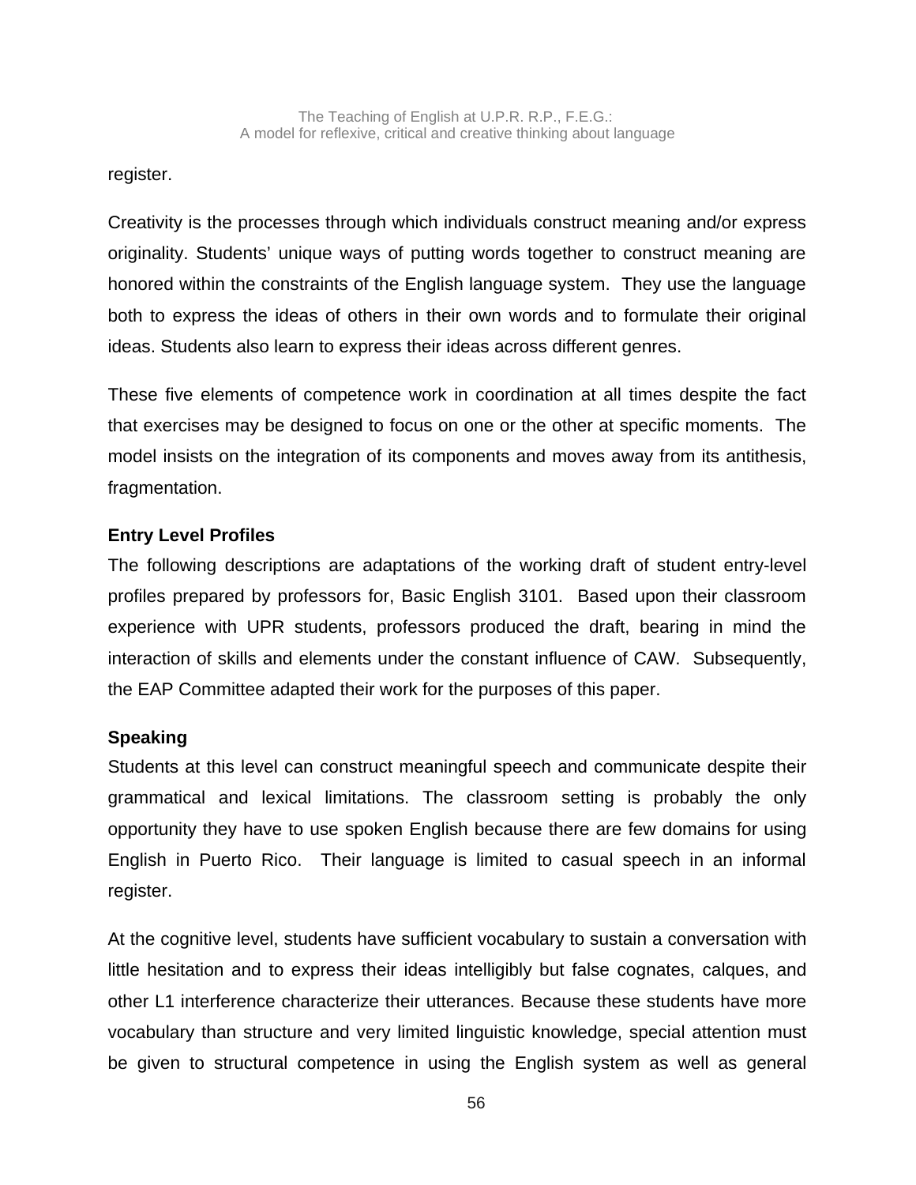register.

Creativity is the processes through which individuals construct meaning and/or express originality. Students' unique ways of putting words together to construct meaning are honored within the constraints of the English language system. They use the language both to express the ideas of others in their own words and to formulate their original ideas. Students also learn to express their ideas across different genres.

These five elements of competence work in coordination at all times despite the fact that exercises may be designed to focus on one or the other at specific moments. The model insists on the integration of its components and moves away from its antithesis, fragmentation.

**Entry Level Profiles**

The following descriptions are adaptations of the working draft of student entry-level profiles prepared by professors for, Basic English 3101. Based upon their classroom experience with UPR students, professors produced the draft, bearing in mind the interaction of skills and elements under the constant influence of CAW. Subsequently, the EAP Committee adapted their work for the purposes of this paper.

**Speaking**

Students at this level can construct meaningful speech and communicate despite their grammatical and lexical limitations. The classroom setting is probably the only opportunity they have to use spoken English because there are few domains for using English in Puerto Rico. Their language is limited to casual speech in an informal register.

At the cognitive level, students have sufficient vocabulary to sustain a conversation with little hesitation and to express their ideas intelligibly but false cognates, calques, and other L1 interference characterize their utterances. Because these students have more vocabulary than structure and very limited linguistic knowledge, special attention must be given to structural competence in using the English system as well as general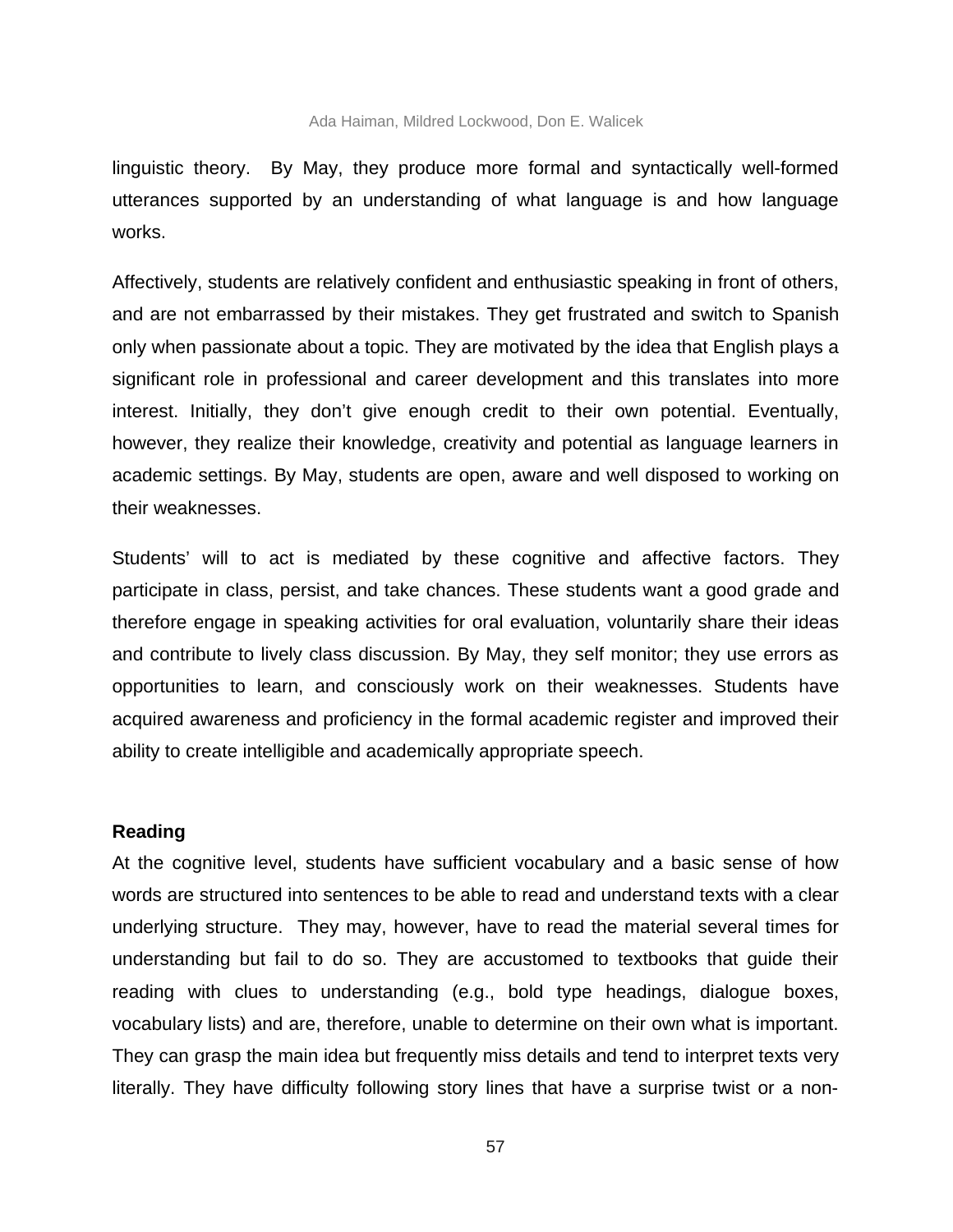linguistic theory. By May, they produce more formal and syntactically well-formed utterances supported by an understanding of what language is and how language works.

Affectively, students are relatively confident and enthusiastic speaking in front of others, and are not embarrassed by their mistakes. They get frustrated and switch to Spanish only when passionate about a topic. They are motivated by the idea that English plays a significant role in professional and career development and this translates into more interest. Initially, they don't give enough credit to their own potential. Eventually, however, they realize their knowledge, creativity and potential as language learners in academic settings. By May, students are open, aware and well disposed to working on their weaknesses.

Students' will to act is mediated by these cognitive and affective factors. They participate in class, persist, and take chances. These students want a good grade and therefore engage in speaking activities for oral evaluation, voluntarily share their ideas and contribute to lively class discussion. By May, they self monitor; they use errors as opportunities to learn, and consciously work on their weaknesses. Students have acquired awareness and proficiency in the formal academic register and improved their ability to create intelligible and academically appropriate speech.

**Reading**

At the cognitive level, students have sufficient vocabulary and a basic sense of how words are structured into sentences to be able to read and understand texts with a clear underlying structure. They may, however, have to read the material several times for understanding but fail to do so. They are accustomed to textbooks that guide their reading with clues to understanding (e.g., bold type headings, dialogue boxes, vocabulary lists) and are, therefore, unable to determine on their own what is important. They can grasp the main idea but frequently miss details and tend to interpret texts very literally. They have difficulty following story lines that have a surprise twist or a non-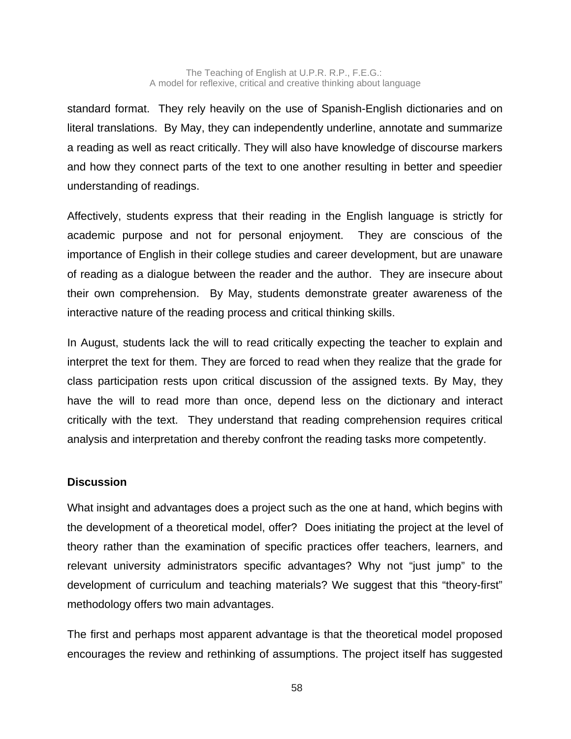standard format. They rely heavily on the use of Spanish-English dictionaries and on literal translations. By May, they can independently underline, annotate and summarize a reading as well as react critically. They will also have knowledge of discourse markers and how they connect parts of the text to one another resulting in better and speedier understanding of readings.

Affectively, students express that their reading in the English language is strictly for academic purpose and not for personal enjoyment. They are conscious of the importance of English in their college studies and career development, but are unaware of reading as a dialogue between the reader and the author. They are insecure about their own comprehension. By May, students demonstrate greater awareness of the interactive nature of the reading process and critical thinking skills.

In August, students lack the will to read critically expecting the teacher to explain and interpret the text for them. They are forced to read when they realize that the grade for class participation rests upon critical discussion of the assigned texts. By May, they have the will to read more than once, depend less on the dictionary and interact critically with the text. They understand that reading comprehension requires critical analysis and interpretation and thereby confront the reading tasks more competently.

## Discussion

What insight and advantages does a project such as the one at hand, which begins with the development of a theoretical model, offer? Does initiating the project at the level of theory rather than the examination of specific practices offer teachers, learners, and relevant university administrators specific advantages? Why not "just jump" to the development of curriculum and teaching materials? We suggest that this "theory-first" methodology offers two main advantages.

The first and perhaps most apparent advantage is that the theoretical model proposed encourages the review and rethinking of assumptions. The project itself has suggested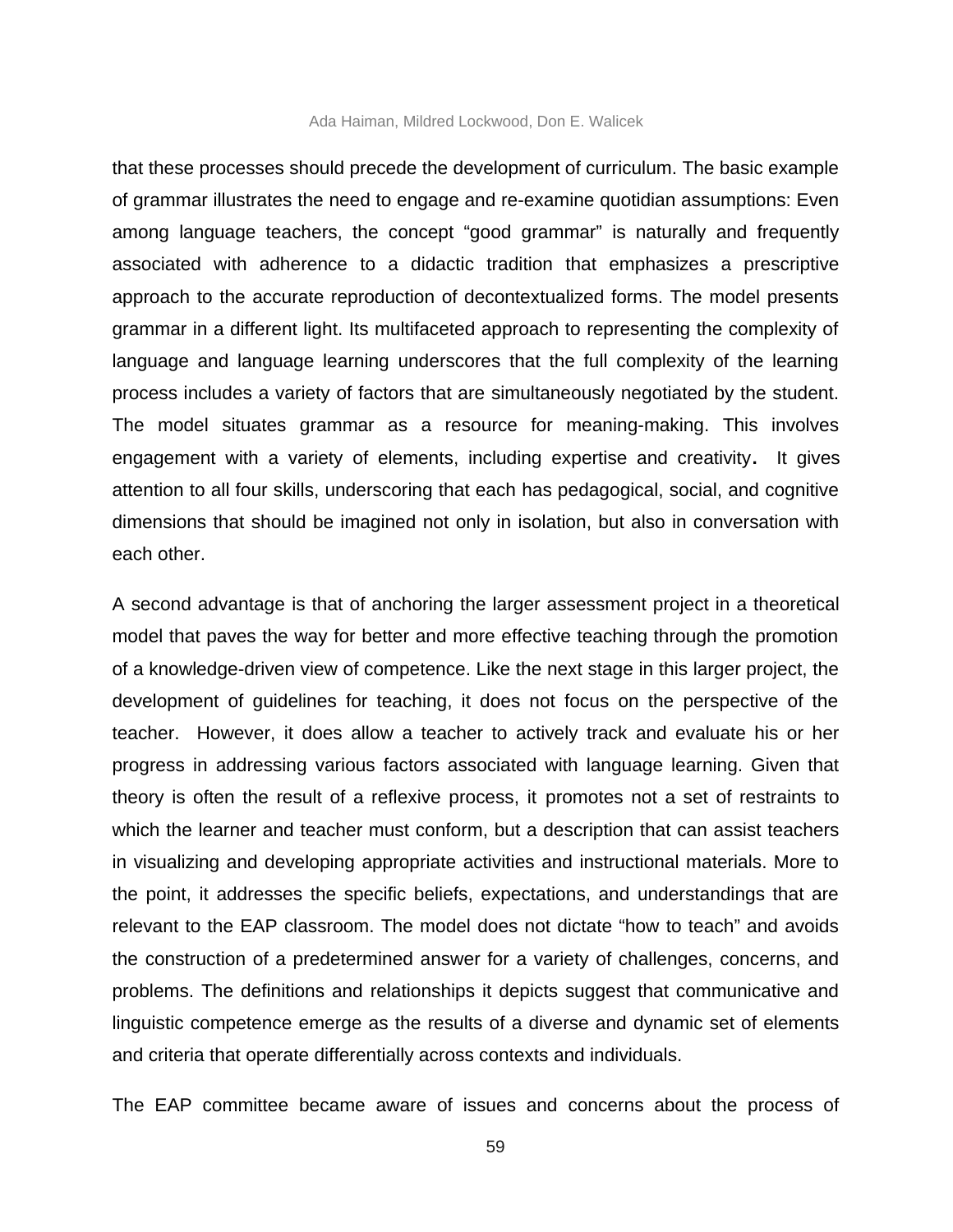that these processes should precede the development of curriculum. The basic example of grammar illustrates the need to engage and re-examine quotidian assumptions: Even among language teachers, the concept "good grammar" is naturally and frequently associated with adherence to a didactic tradition that emphasizes a prescriptive approach to the accurate reproduction of decontextualized forms. The model presents grammar in a different light. Its multifaceted approach to representing the complexity of language and language learning underscores that the full complexity of the learning process includes a variety of factors that are simultaneously negotiated by the student. The model situates grammar as a resource for meaning-making. This involves engagement with a variety of elements, including expertise and creativity. It gives attention to all four skills, underscoring that each has pedagogical, social, and cognitive dimensions that should be imagined not only in isolation, but also in conversation with each other.

A second advantage is that of anchoring the larger assessment project in a theoretical model that paves the way for better and more effective teaching through the promotion of a knowledge-driven view of competence. Like the next stage in this larger project, the development of guidelines for teaching, it does not focus on the perspective of the teacher. However, it does allow a teacher to actively track and evaluate his or her progress in addressing various factors associated with language learning. Given that theory is often the result of a reflexive process, it promotes not a set of restraints to which the learner and teacher must conform, but a description that can assist teachers in visualizing and developing appropriate activities and instructional materials. More to the point, it addresses the specific beliefs, expectations, and understandings that are relevant to the EAP classroom. The model does not dictate "how to teach" and avoids the construction of a predetermined answer for a variety of challenges, concerns, and problems. The definitions and relationships it depicts suggest that communicative and linguistic competence emerge as the results of a diverse and dynamic set of elements and criteria that operate differentially across contexts and individuals.

The EAP committee became aware of issues and concerns about the process of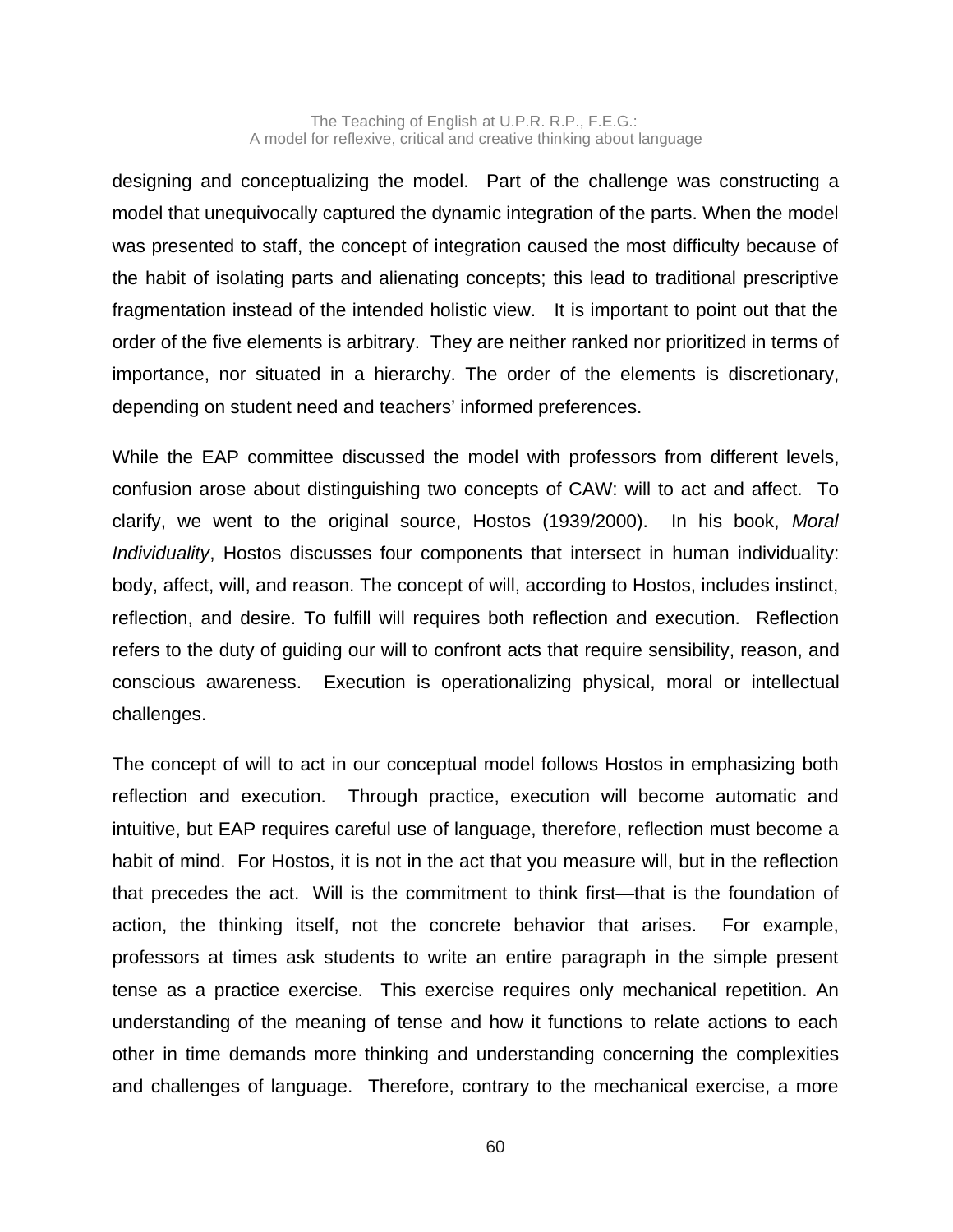designing and conceptualizing the model. Part of the challenge was constructing a model that unequivocally captured the dynamic integration of the parts. When the model was presented to staff, the concept of integration caused the most difficulty because of the habit of isolating parts and alienating concepts; this lead to traditional prescriptive fragmentation instead of the intended holistic view. It is important to point out that the order of the five elements is arbitrary. They are neither ranked nor prioritized in terms of importance, nor situated in a hierarchy. The order of the elements is discretionary, depending on student need and teachers' informed preferences.

While the EAP committee discussed the model with professors from different levels, confusion arose about distinguishing two concepts of CAW: will to act and affect. To clarify, we went to the original source, Hostos (1939/2000). In his book, *Moral Individuality*, Hostos discusses four components that intersect in human individuality: body, affect, will, and reason. The concept of will, according to Hostos, includes instinct, reflection, and desire. To fulfill will requires both reflection and execution. Reflection refers to the duty of guiding our will to confront acts that require sensibility, reason, and conscious awareness. Execution is operationalizing physical, moral or intellectual challenges.

The concept of will to act in our conceptual model follows Hostos in emphasizing both reflection and execution. Through practice, execution will become automatic and intuitive, but EAP requires careful use of language, therefore, reflection must become a habit of mind. For Hostos, it is not in the act that you measure will, but in the reflection that precedes the act. Will is the commitment to think first—that is the foundation of action, the thinking itself, not the concrete behavior that arises. For example, professors at times ask students to write an entire paragraph in the simple present tense as a practice exercise. This exercise requires only mechanical repetition. An understanding of the meaning of tense and how it functions to relate actions to each other in time demands more thinking and understanding concerning the complexities and challenges of language. Therefore, contrary to the mechanical exercise, a more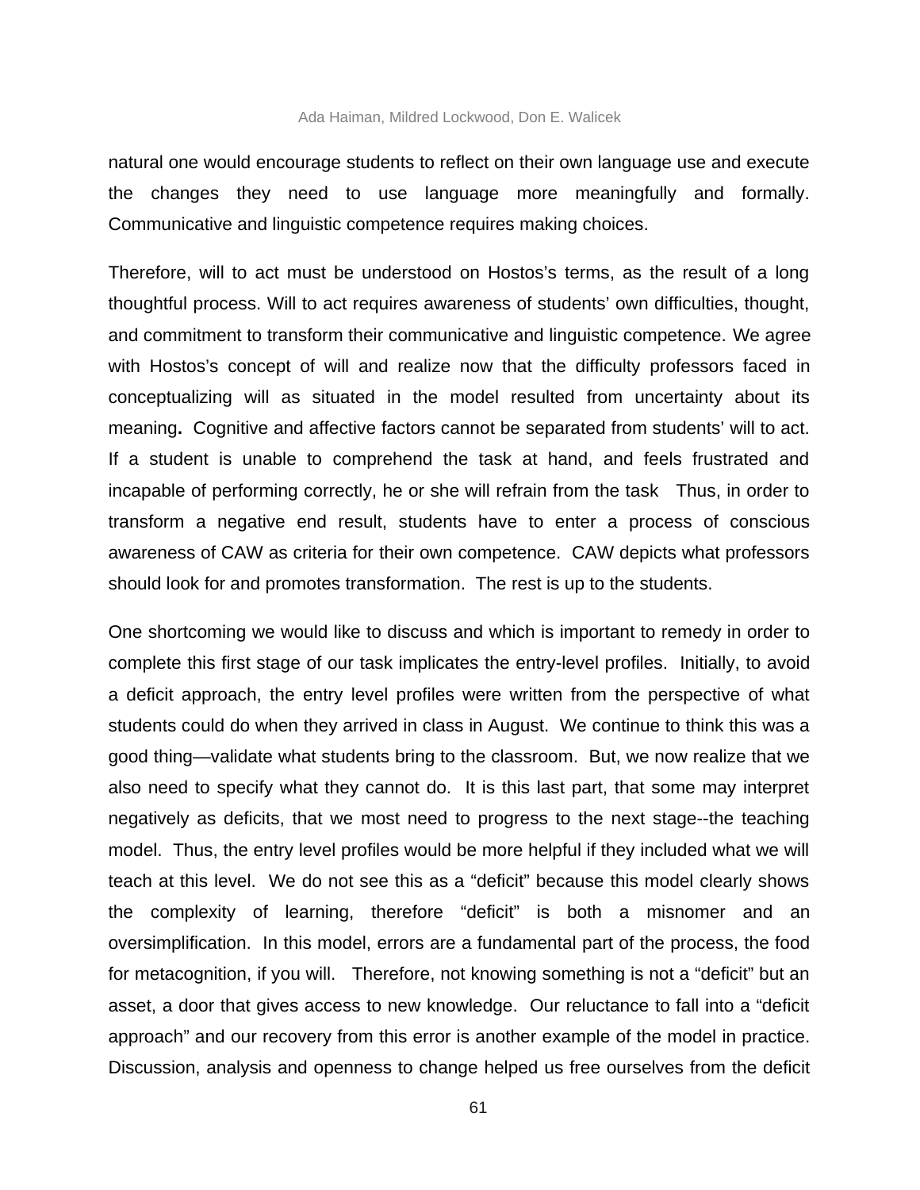natural one would encourage students to reflect on their own language use and execute the changes they need to use language more meaningfully and formally. Communicative and linguistic competence requires making choices.

Therefore, will to act must be understood on Hostos's terms, as the result of a long thoughtful process. Will to act requires awareness of students' own difficulties, thought, and commitment to transform their communicative and linguistic competence. We agree with Hostos's concept of will and realize now that the difficulty professors faced in conceptualizing will as situated in the model resulted from uncertainty about its meaning**.** Cognitive and affective factors cannot be separated from students' will to act. If a student is unable to comprehend the task at hand, and feels frustrated and incapable of performing correctly, he or she will refrain from the task  Thus, in order to transform a negative end result, students have to enter a process of conscious awareness of CAW as criteria for their own competence. CAW depicts what professors should look for and promotes transformation. The rest is up to the students.

One shortcoming we would like to discuss and which is important to remedy in order to complete this first stage of our task implicates the entry-level profiles. Initially, to avoid a deficit approach, the entry level profiles were written from the perspective of what students could do when they arrived in class in August. We continue to think this was a good thing—validate what students bring to the classroom. But, we now realize that we also need to specify what they cannot do. It is this last part, that some may interpret negatively as deficits, that we most need to progress to the next stage--the teaching model. Thus, the entry level profiles would be more helpful if they included what we will teach at this level. We do not see this as a "deficit" because this model clearly shows the complexity of learning, therefore "deficit" is both a misnomer and an oversimplification. In this model, errors are a fundamental part of the process, the food for metacognition, if you will. Therefore, not knowing something is not a "deficit" but an asset, a door that gives access to new knowledge. Our reluctance to fall into a "deficit approach" and our recovery from this error is another example of the model in practice. Discussion, analysis and openness to change helped us free ourselves from the deficit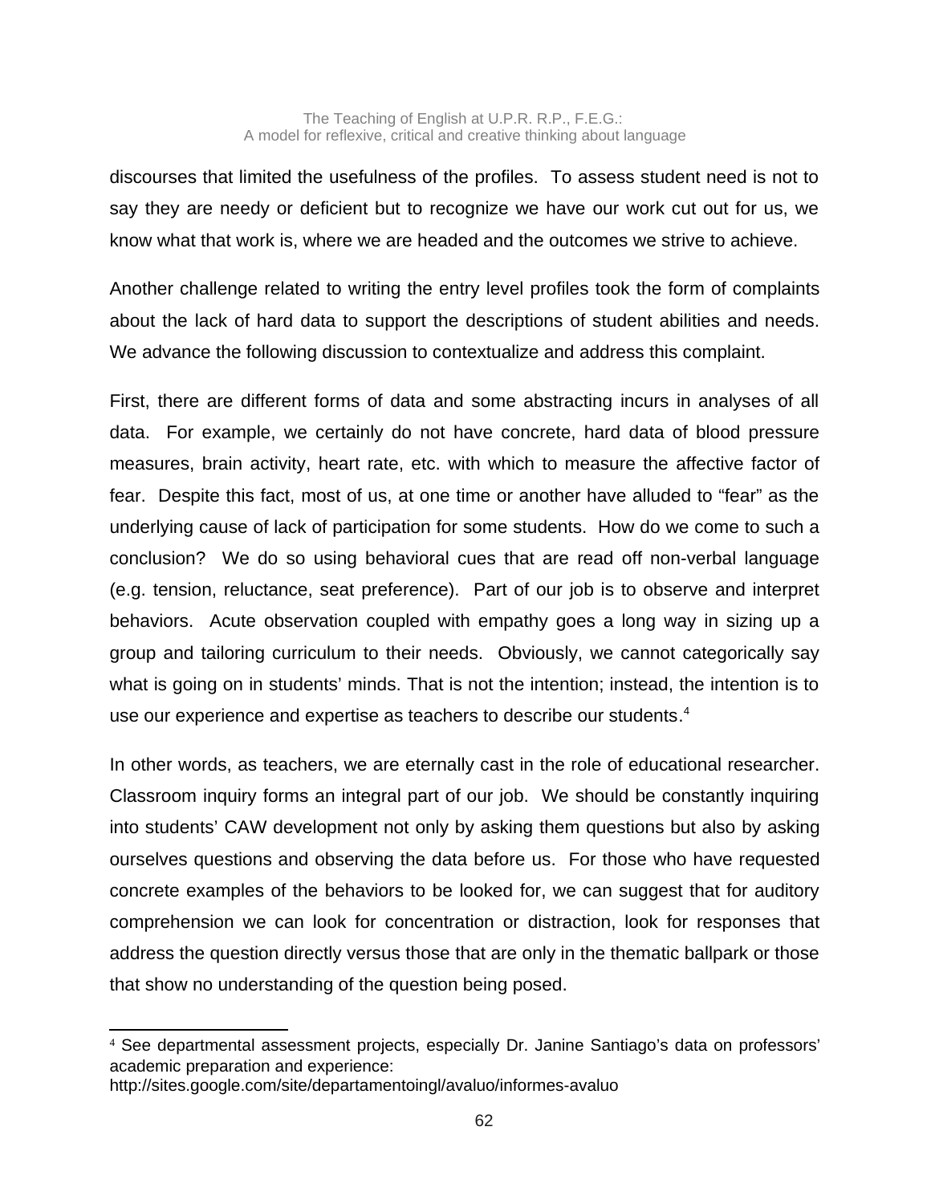discourses that limited the usefulness of the profiles. To assess student need is not to say they are needy or deficient but to recognize we have our work cut out for us, we know what that work is, where we are headed and the outcomes we strive to achieve.

Another challenge related to writing the entry level profiles took the form of complaints about the lack of hard data to support the descriptions of student abilities and needs. We advance the following discussion to contextualize and address this complaint.

First, there are different forms of data and some abstracting incurs in analyses of all data. For example, we certainly do not have concrete, hard data of blood pressure measures, brain activity, heart rate, etc. with which to measure the affective factor of fear. Despite this fact, most of us, at one time or another have alluded to "fear" as the underlying cause of lack of participation for some students. How do we come to such a conclusion? We do so using behavioral cues that are read off non-verbal language (e.g. tension, reluctance, seat preference). Part of our job is to observe and interpret behaviors. Acute observation coupled with empathy goes a long way in sizing up a group and tailoring curriculum to their needs. Obviously, we cannot categorically say what is going on in students' minds. That is not the intention; instead, the intention is to use our experience and expertise as teachers to describe our students.[4]

In other words, as teachers, we are eternally cast in the role of educational researcher. Classroom inquiry forms an integral part of our job. We should be constantly inquiring into students' CAW development not only by asking them questions but also by asking ourselves questions and observing the data before us. For those who have requested concrete examples of the behaviors to be looked for, we can suggest that for auditory comprehension we can look for concentration or distraction, look for responses that address the question directly versus those that are only in the thematic ballpark or those that show no understanding of the question being posed.

---

[4] See departmental assessment projects, especially Dr. Janine Santiago's data on professors' academic preparation and experience:
http://sites.google.com/site/departamentoingl/avaluo/informes-avaluo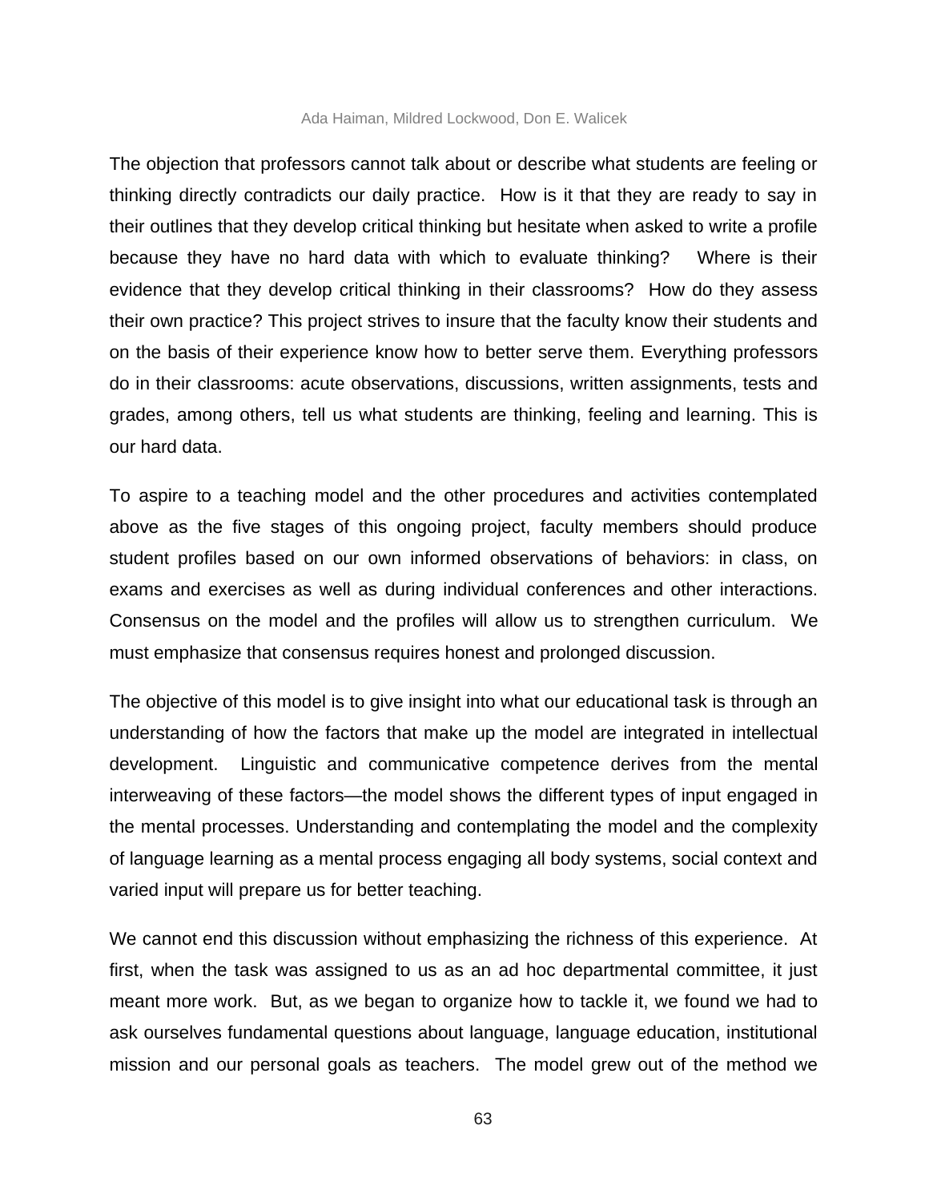The objection that professors cannot talk about or describe what students are feeling or thinking directly contradicts our daily practice. How is it that they are ready to say in their outlines that they develop critical thinking but hesitate when asked to write a profile because they have no hard data with which to evaluate thinking? Where is their evidence that they develop critical thinking in their classrooms? How do they assess their own practice? This project strives to insure that the faculty know their students and on the basis of their experience know how to better serve them. Everything professors do in their classrooms: acute observations, discussions, written assignments, tests and grades, among others, tell us what students are thinking, feeling and learning. This is our hard data.

To aspire to a teaching model and the other procedures and activities contemplated above as the five stages of this ongoing project, faculty members should produce student profiles based on our own informed observations of behaviors: in class, on exams and exercises as well as during individual conferences and other interactions. Consensus on the model and the profiles will allow us to strengthen curriculum. We must emphasize that consensus requires honest and prolonged discussion.

The objective of this model is to give insight into what our educational task is through an understanding of how the factors that make up the model are integrated in intellectual development. Linguistic and communicative competence derives from the mental interweaving of these factors—the model shows the different types of input engaged in the mental processes. Understanding and contemplating the model and the complexity of language learning as a mental process engaging all body systems, social context and varied input will prepare us for better teaching.

We cannot end this discussion without emphasizing the richness of this experience. At first, when the task was assigned to us as an ad hoc departmental committee, it just meant more work. But, as we began to organize how to tackle it, we found we had to ask ourselves fundamental questions about language, language education, institutional mission and our personal goals as teachers. The model grew out of the method we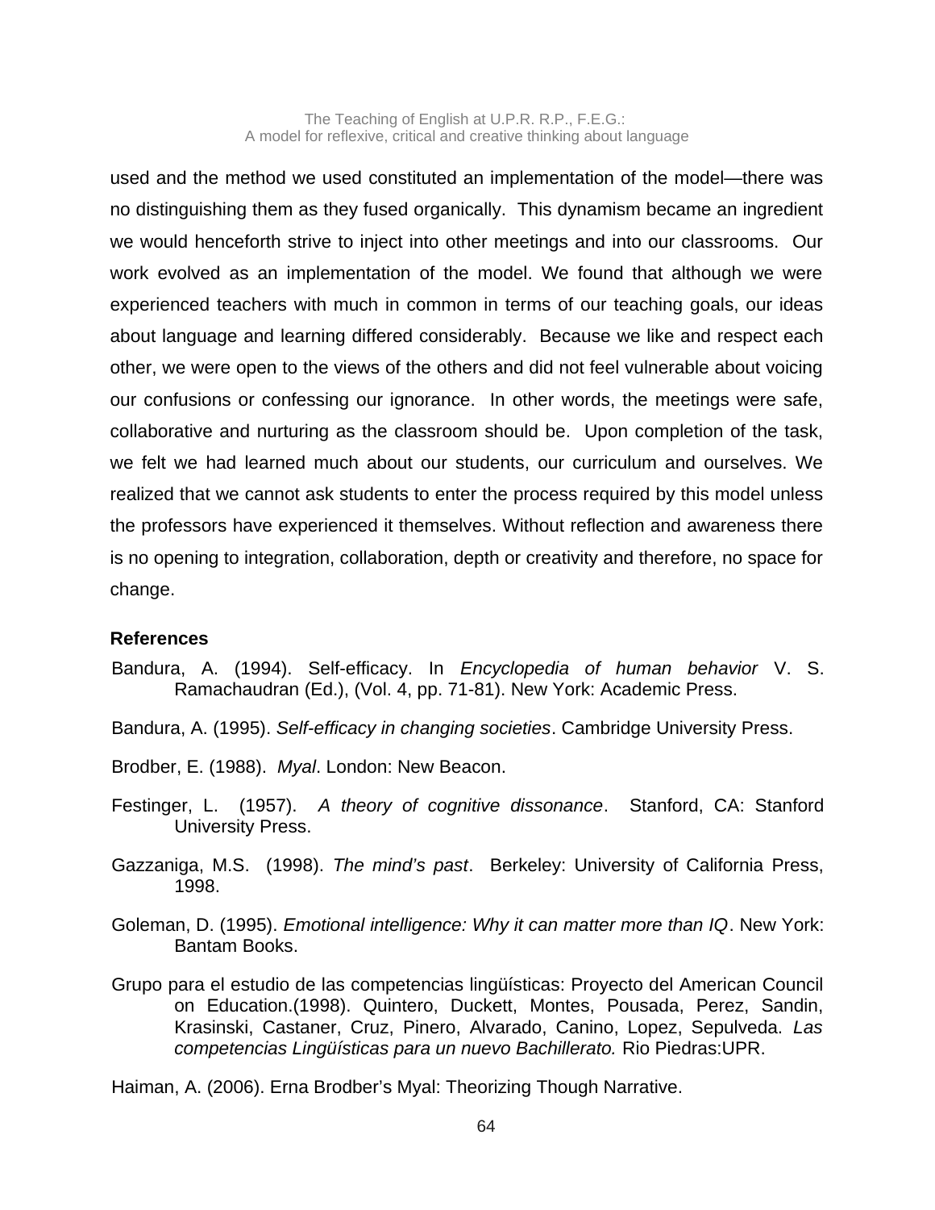used and the method we used constituted an implementation of the model—there was no distinguishing them as they fused organically. This dynamism became an ingredient we would henceforth strive to inject into other meetings and into our classrooms. Our work evolved as an implementation of the model. We found that although we were experienced teachers with much in common in terms of our teaching goals, our ideas about language and learning differed considerably. Because we like and respect each other, we were open to the views of the others and did not feel vulnerable about voicing our confusions or confessing our ignorance. In other words, the meetings were safe, collaborative and nurturing as the classroom should be. Upon completion of the task, we felt we had learned much about our students, our curriculum and ourselves. We realized that we cannot ask students to enter the process required by this model unless the professors have experienced it themselves. Without reflection and awareness there is no opening to integration, collaboration, depth or creativity and therefore, no space for change.

**References**

Bandura, A. (1994). Self-efficacy. In *Encyclopedia of human behavior* V. S. Ramachaudran (Ed.), (Vol. 4, pp. 71-81). New York: Academic Press.

Bandura, A. (1995). *Self-efficacy in changing societies*. Cambridge University Press.

Brodber, E. (1988). *Myal*. London: New Beacon.

Festinger, L. (1957). *A theory of cognitive dissonance*. Stanford, CA: Stanford University Press.

Gazzaniga, M.S. (1998). *The mind's past*. Berkeley: University of California Press, 1998.

Goleman, D. (1995). *Emotional intelligence: Why it can matter more than IQ*. New York: Bantam Books.

Grupo para el estudio de las competencias lingüísticas: Proyecto del American Council on Education.(1998). Quintero, Duckett, Montes, Pousada, Perez, Sandin, Krasinski, Castaner, Cruz, Pinero, Alvarado, Canino, Lopez, Sepulveda. *Las competencias Lingüísticas para un nuevo Bachillerato.* Rio Piedras:UPR.

Haiman, A. (2006). Erna Brodber's Myal: Theorizing Though Narrative.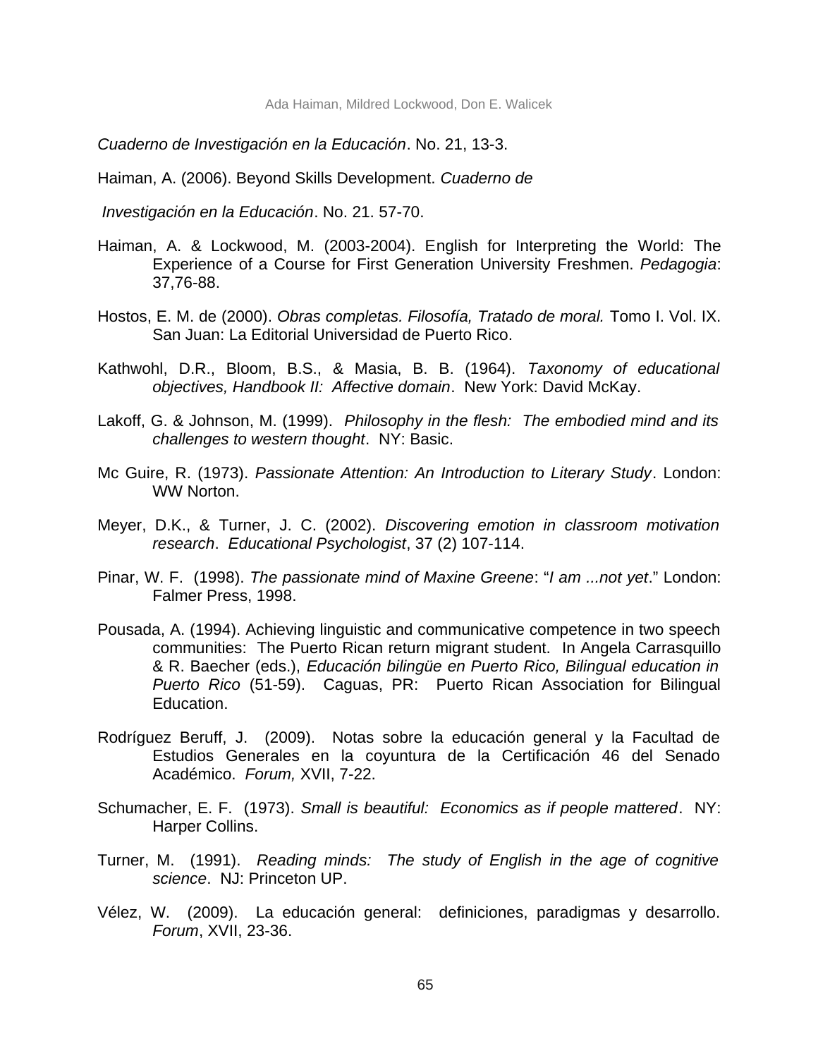*Cuaderno de Investigación en la Educación*. No. 21, 13-3.

Haiman, A. (2006). Beyond Skills Development. *Cuaderno de Investigación en la Educación*. No. 21. 57-70.

Haiman, A. & Lockwood, M. (2003-2004). English for Interpreting the World: The Experience of a Course for First Generation University Freshmen. *Pedagogia*: 37,76-88.

Hostos, E. M. de (2000). *Obras completas. Filosofía, Tratado de moral.* Tomo I. Vol. IX. San Juan: La Editorial Universidad de Puerto Rico.

Kathwohl, D.R., Bloom, B.S., & Masia, B. B. (1964). *Taxonomy of educational objectives, Handbook II: Affective domain*. New York: David McKay.

Lakoff, G. & Johnson, M. (1999). *Philosophy in the flesh: The embodied mind and its challenges to western thought*. NY: Basic.

Mc Guire, R. (1973). *Passionate Attention: An Introduction to Literary Study*. London: WW Norton.

Meyer, D.K., & Turner, J. C. (2002). *Discovering emotion in classroom motivation research*. *Educational Psychologist*, 37 (2) 107-114.

Pinar, W. F. (1998). *The passionate mind of Maxine Greene*: "*I am ...not yet*." London: Falmer Press, 1998.

Pousada, A. (1994). Achieving linguistic and communicative competence in two speech communities: The Puerto Rican return migrant student. In Angela Carrasquillo & R. Baecher (eds.), *Educación bilingüe en Puerto Rico, Bilingual education in Puerto Rico* (51-59). Caguas, PR: Puerto Rican Association for Bilingual Education.

Rodríguez Beruff, J. (2009). Notas sobre la educación general y la Facultad de Estudios Generales en la coyuntura de la Certificación 46 del Senado Académico. *Forum,* XVII, 7-22.

Schumacher, E. F. (1973). *Small is beautiful: Economics as if people mattered*. NY: Harper Collins.

Turner, M. (1991). *Reading minds: The study of English in the age of cognitive science*. NJ: Princeton UP.

Vélez, W. (2009). La educación general: definiciones, paradigmas y desarrollo. *Forum*, XVII, 23-36.